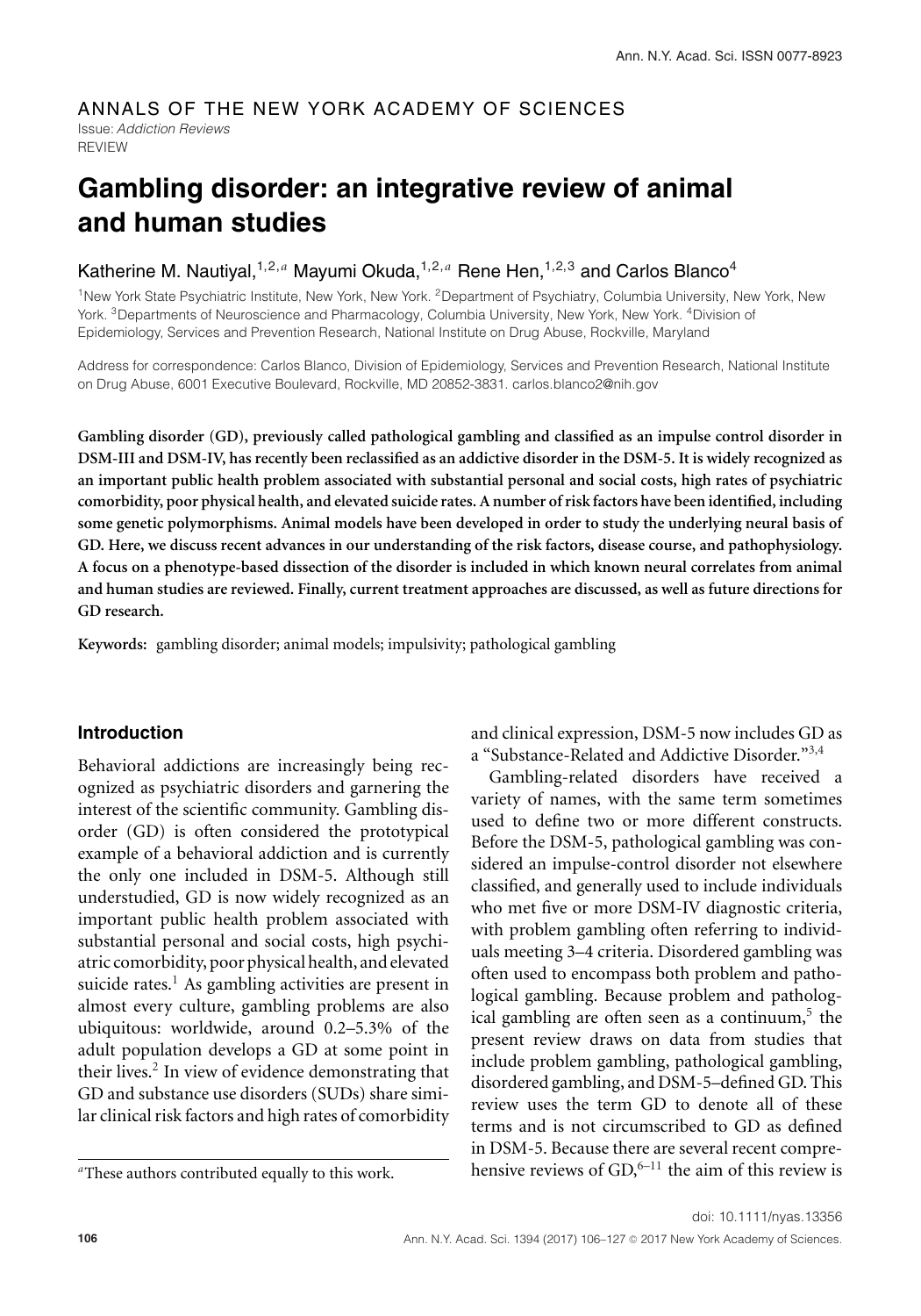ANNALS OF THE NEW YORK ACADEMY OF SCIENCES

Issue: *Addiction Reviews*

REVIEW

# Gambling disorder: an integrative review of animal and human studies

Katherine M. Nautiyal,[1,2,a] Mayumi Okuda,[1,2,a] Rene Hen,[1,2,3] and Carlos Blanco[4]

[1]New York State Psychiatric Institute, New York, New York. [2]Department of Psychiatry, Columbia University, New York, New York. [3]Departments of Neuroscience and Pharmacology, Columbia University, New York, New York. [4]Division of Epidemiology, Services and Prevention Research, National Institute on Drug Abuse, Rockville, Maryland

Address for correspondence: Carlos Blanco, Division of Epidemiology, Services and Prevention Research, National Institute on Drug Abuse, 6001 Executive Boulevard, Rockville, MD 20852-3831. carlos.blanco2@nih.gov

**Gambling disorder (GD), previously called pathological gambling and classified as an impulse control disorder in DSM-III and DSM-IV, has recently been reclassified as an addictive disorder in the DSM-5. It is widely recognized as an important public health problem associated with substantial personal and social costs, high rates of psychiatric comorbidity, poor physical health, and elevated suicide rates. A number of risk factors have been identified, including some genetic polymorphisms. Animal models have been developed in order to study the underlying neural basis of GD. Here, we discuss recent advances in our understanding of the risk factors, disease course, and pathophysiology. A focus on a phenotype-based dissection of the disorder is included in which known neural correlates from animal and human studies are reviewed. Finally, current treatment approaches are discussed, as well as future directions for GD research.**

**Keywords:** gambling disorder; animal models; impulsivity; pathological gambling

## Introduction

Behavioral addictions are increasingly being recognized as psychiatric disorders and garnering the interest of the scientific community. Gambling disorder (GD) is often considered the prototypical example of a behavioral addiction and is currently the only one included in DSM-5. Although still understudied, GD is now widely recognized as an important public health problem associated with substantial personal and social costs, high psychiatric comorbidity, poor physical health, and elevated suicide rates.[1] As gambling activities are present in almost every culture, gambling problems are also ubiquitous: worldwide, around 0.2–5.3% of the adult population develops a GD at some point in their lives.[2] In view of evidence demonstrating that GD and substance use disorders (SUDs) share similar clinical risk factors and high rates of comorbidity and clinical expression, DSM-5 now includes GD as a "Substance-Related and Addictive Disorder."[3,4]

Gambling-related disorders have received a variety of names, with the same term sometimes used to define two or more different constructs. Before the DSM-5, pathological gambling was considered an impulse-control disorder not elsewhere classified, and generally used to include individuals who met five or more DSM-IV diagnostic criteria, with problem gambling often referring to individuals meeting 3–4 criteria. Disordered gambling was often used to encompass both problem and pathological gambling. Because problem and pathological gambling are often seen as a continuum,[5] the present review draws on data from studies that include problem gambling, pathological gambling, disordered gambling, and DSM-5–defined GD. This review uses the term GD to denote all of these terms and is not circumscribed to GD as defined in DSM-5. Because there are several recent comprehensive reviews of GD,[6–11] the aim of this review is

[a]These authors contributed equally to this work.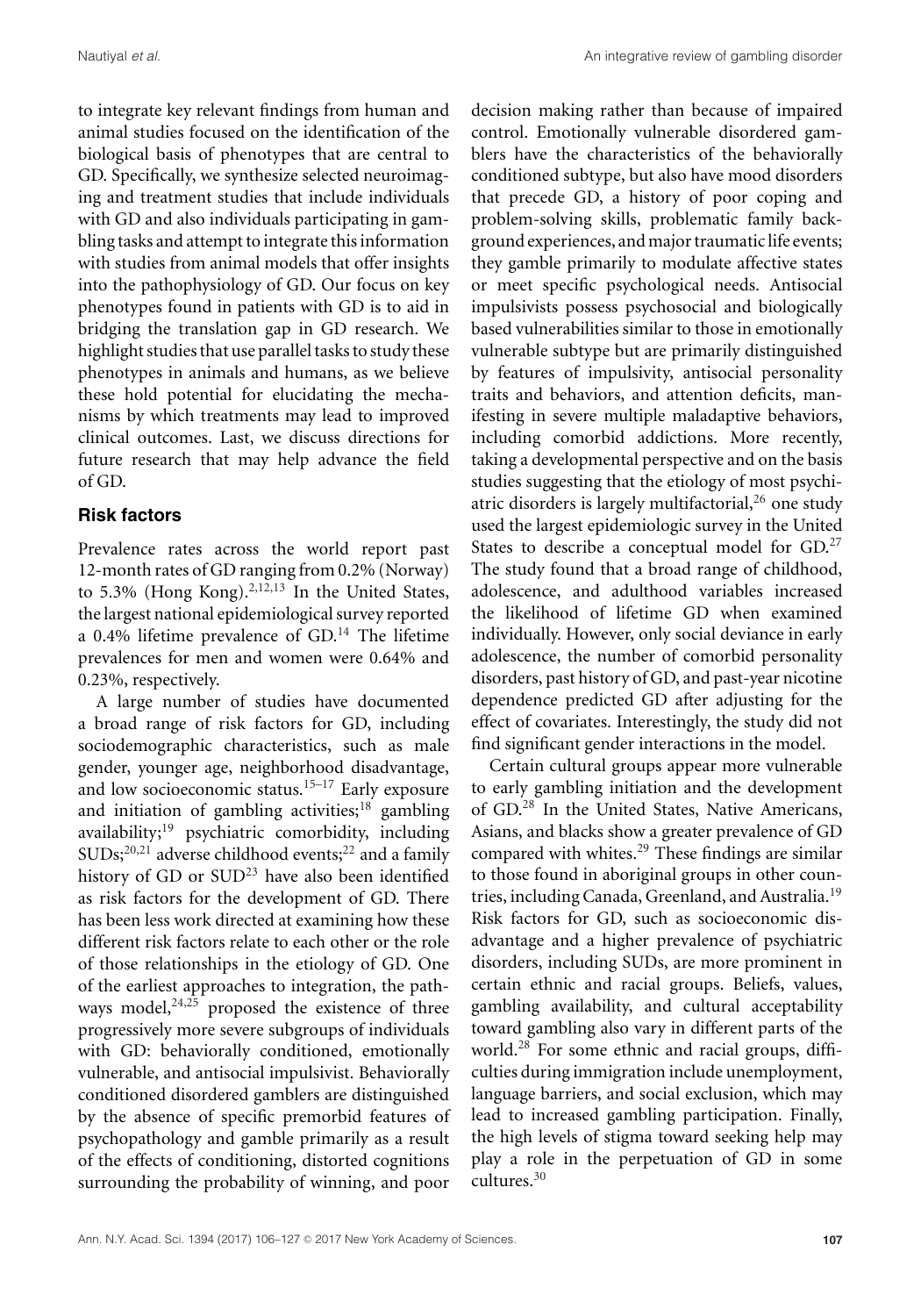to integrate key relevant findings from human and animal studies focused on the identification of the biological basis of phenotypes that are central to GD. Specifically, we synthesize selected neuroimaging and treatment studies that include individuals with GD and also individuals participating in gambling tasks and attempt to integrate this information with studies from animal models that offer insights into the pathophysiology of GD. Our focus on key phenotypes found in patients with GD is to aid in bridging the translation gap in GD research. We highlight studies that use parallel tasks to study these phenotypes in animals and humans, as we believe these hold potential for elucidating the mechanisms by which treatments may lead to improved clinical outcomes. Last, we discuss directions for future research that may help advance the field of GD.

## Risk factors

Prevalence rates across the world report past 12-month rates of GD ranging from 0.2% (Norway) to 5.3% (Hong Kong).[2,12,13] In the United States, the largest national epidemiological survey reported a 0.4% lifetime prevalence of GD.[14] The lifetime prevalences for men and women were 0.64% and 0.23%, respectively.

A large number of studies have documented a broad range of risk factors for GD, including sociodemographic characteristics, such as male gender, younger age, neighborhood disadvantage, and low socioeconomic status.[15–17] Early exposure and initiation of gambling activities;[18] gambling availability;[19] psychiatric comorbidity, including SUDs;[20,21] adverse childhood events;[22] and a family history of GD or SUD[23] have also been identified as risk factors for the development of GD. There has been less work directed at examining how these different risk factors relate to each other or the role of those relationships in the etiology of GD. One of the earliest approaches to integration, the pathways model,[24,25] proposed the existence of three progressively more severe subgroups of individuals with GD: behaviorally conditioned, emotionally vulnerable, and antisocial impulsivist. Behaviorally conditioned disordered gamblers are distinguished by the absence of specific premorbid features of psychopathology and gamble primarily as a result of the effects of conditioning, distorted cognitions surrounding the probability of winning, and poor decision making rather than because of impaired control. Emotionally vulnerable disordered gamblers have the characteristics of the behaviorally conditioned subtype, but also have mood disorders that precede GD, a history of poor coping and problem-solving skills, problematic family background experiences, and major traumatic life events; they gamble primarily to modulate affective states or meet specific psychological needs. Antisocial impulsivists possess psychosocial and biologically based vulnerabilities similar to those in emotionally vulnerable subtype but are primarily distinguished by features of impulsivity, antisocial personality traits and behaviors, and attention deficits, manifesting in severe multiple maladaptive behaviors, including comorbid addictions. More recently, taking a developmental perspective and on the basis studies suggesting that the etiology of most psychiatric disorders is largely multifactorial,[26] one study used the largest epidemiologic survey in the United States to describe a conceptual model for GD.[27] The study found that a broad range of childhood, adolescence, and adulthood variables increased the likelihood of lifetime GD when examined individually. However, only social deviance in early adolescence, the number of comorbid personality disorders, past history of GD, and past-year nicotine dependence predicted GD after adjusting for the effect of covariates. Interestingly, the study did not find significant gender interactions in the model.

Certain cultural groups appear more vulnerable to early gambling initiation and the development of GD.[28] In the United States, Native Americans, Asians, and blacks show a greater prevalence of GD compared with whites.[29] These findings are similar to those found in aboriginal groups in other countries, including Canada, Greenland, and Australia.[19] Risk factors for GD, such as socioeconomic disadvantage and a higher prevalence of psychiatric disorders, including SUDs, are more prominent in certain ethnic and racial groups. Beliefs, values, gambling availability, and cultural acceptability toward gambling also vary in different parts of the world.[28] For some ethnic and racial groups, difficulties during immigration include unemployment, language barriers, and social exclusion, which may lead to increased gambling participation. Finally, the high levels of stigma toward seeking help may play a role in the perpetuation of GD in some cultures.[30]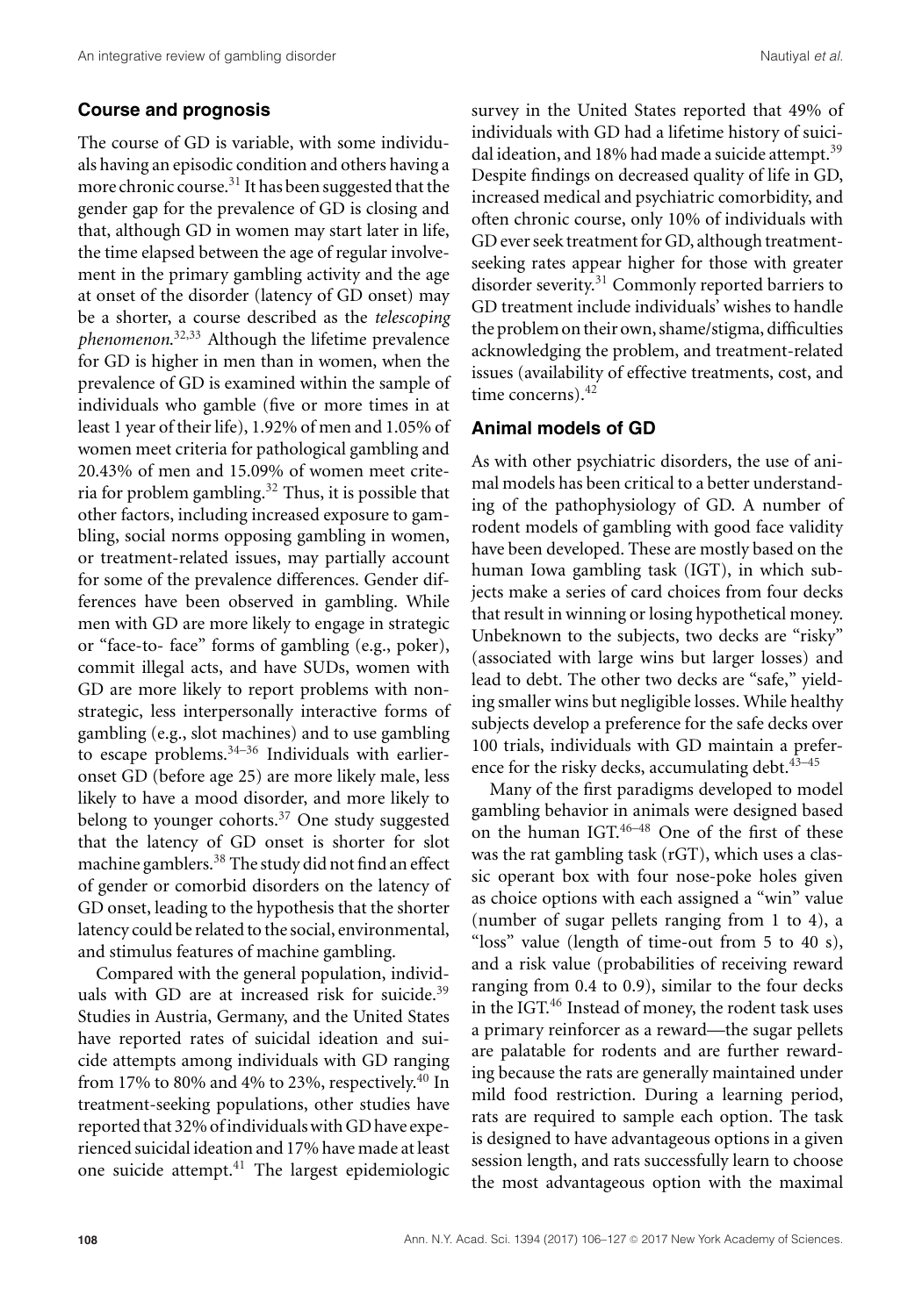## Course and prognosis

The course of GD is variable, with some individuals having an episodic condition and others having a more chronic course.[31] It has been suggested that the gender gap for the prevalence of GD is closing and that, although GD in women may start later in life, the time elapsed between the age of regular involvement in the primary gambling activity and the age at onset of the disorder (latency of GD onset) may be a shorter, a course described as the *telescoping phenomenon*.[32,33] Although the lifetime prevalence for GD is higher in men than in women, when the prevalence of GD is examined within the sample of individuals who gamble (five or more times in at least 1 year of their life), 1.92% of men and 1.05% of women meet criteria for pathological gambling and 20.43% of men and 15.09% of women meet criteria for problem gambling.[32] Thus, it is possible that other factors, including increased exposure to gambling, social norms opposing gambling in women, or treatment-related issues, may partially account for some of the prevalence differences. Gender differences have been observed in gambling. While men with GD are more likely to engage in strategic or "face-to- face" forms of gambling (e.g., poker), commit illegal acts, and have SUDs, women with GD are more likely to report problems with non-strategic, less interpersonally interactive forms of gambling (e.g., slot machines) and to use gambling to escape problems.[34–36] Individuals with earlier-onset GD (before age 25) are more likely male, less likely to have a mood disorder, and more likely to belong to younger cohorts.[37] One study suggested that the latency of GD onset is shorter for slot machine gamblers.[38] The study did not find an effect of gender or comorbid disorders on the latency of GD onset, leading to the hypothesis that the shorter latency could be related to the social, environmental, and stimulus features of machine gambling.

Compared with the general population, individuals with GD are at increased risk for suicide.[39] Studies in Austria, Germany, and the United States have reported rates of suicidal ideation and suicide attempts among individuals with GD ranging from 17% to 80% and 4% to 23%, respectively.[40] In treatment-seeking populations, other studies have reported that 32% of individuals with GD have experienced suicidal ideation and 17% have made at least one suicide attempt.[41] The largest epidemiologic survey in the United States reported that 49% of individuals with GD had a lifetime history of suicidal ideation, and 18% had made a suicide attempt.[39] Despite findings on decreased quality of life in GD, increased medical and psychiatric comorbidity, and often chronic course, only 10% of individuals with GD ever seek treatment for GD, although treatment-seeking rates appear higher for those with greater disorder severity.[31] Commonly reported barriers to GD treatment include individuals' wishes to handle the problem on their own, shame/stigma, difficulties acknowledging the problem, and treatment-related issues (availability of effective treatments, cost, and time concerns).[42]

## Animal models of GD

As with other psychiatric disorders, the use of animal models has been critical to a better understanding of the pathophysiology of GD. A number of rodent models of gambling with good face validity have been developed. These are mostly based on the human Iowa gambling task (IGT), in which subjects make a series of card choices from four decks that result in winning or losing hypothetical money. Unbeknown to the subjects, two decks are "risky" (associated with large wins but larger losses) and lead to debt. The other two decks are "safe," yielding smaller wins but negligible losses. While healthy subjects develop a preference for the safe decks over 100 trials, individuals with GD maintain a preference for the risky decks, accumulating debt.[43–45]

Many of the first paradigms developed to model gambling behavior in animals were designed based on the human IGT.[46–48] One of the first of these was the rat gambling task (rGT), which uses a classic operant box with four nose-poke holes given as choice options with each assigned a "win" value (number of sugar pellets ranging from 1 to 4), a "loss" value (length of time-out from 5 to 40 s), and a risk value (probabilities of receiving reward ranging from 0.4 to 0.9), similar to the four decks in the IGT.[46] Instead of money, the rodent task uses a primary reinforcer as a reward—the sugar pellets are palatable for rodents and are further rewarding because the rats are generally maintained under mild food restriction. During a learning period, rats are required to sample each option. The task is designed to have advantageous options in a given session length, and rats successfully learn to choose the most advantageous option with the maximal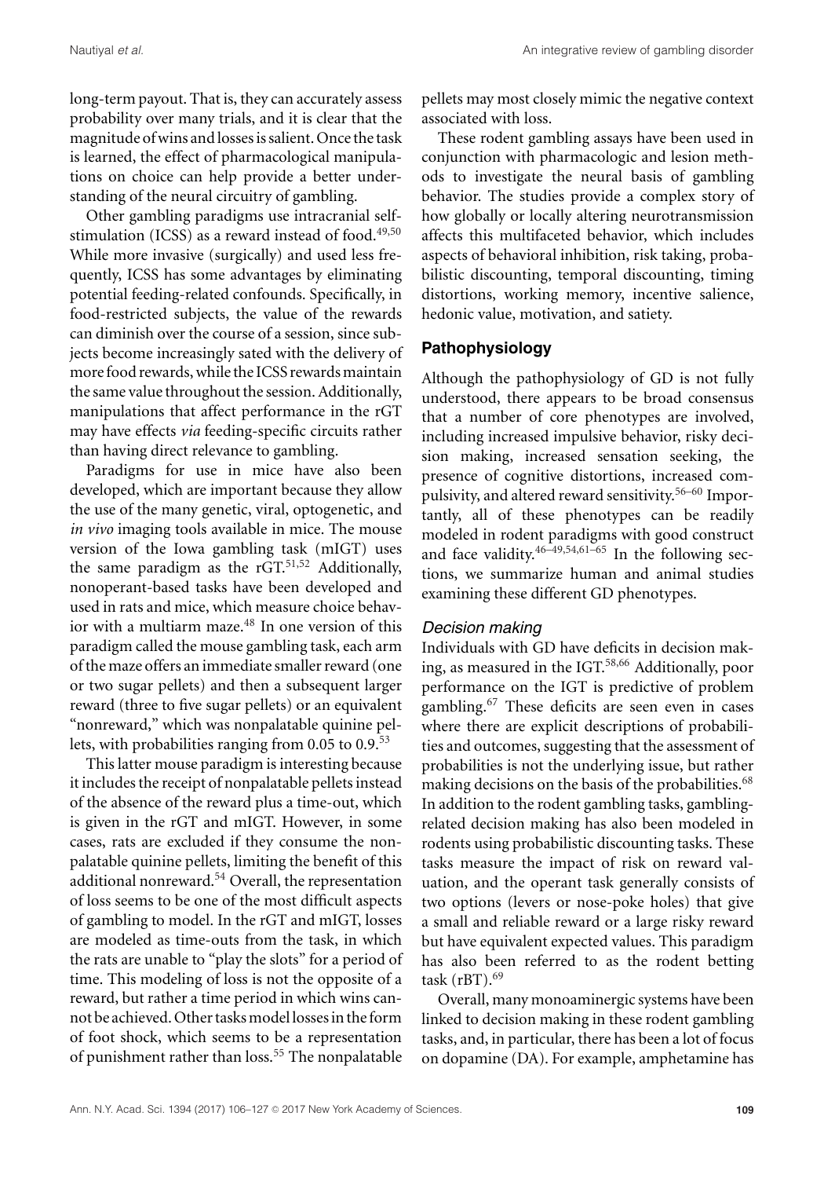long-term payout. That is, they can accurately assess probability over many trials, and it is clear that the magnitude of wins and losses is salient. Once the task is learned, the effect of pharmacological manipulations on choice can help provide a better understanding of the neural circuitry of gambling.

Other gambling paradigms use intracranial self-stimulation (ICSS) as a reward instead of food.[49,50] While more invasive (surgically) and used less frequently, ICSS has some advantages by eliminating potential feeding-related confounds. Specifically, in food-restricted subjects, the value of the rewards can diminish over the course of a session, since subjects become increasingly sated with the delivery of more food rewards, while the ICSS rewards maintain the same value throughout the session. Additionally, manipulations that affect performance in the rGT may have effects *via* feeding-specific circuits rather than having direct relevance to gambling.

Paradigms for use in mice have also been developed, which are important because they allow the use of the many genetic, viral, optogenetic, and *in vivo* imaging tools available in mice. The mouse version of the Iowa gambling task (mIGT) uses the same paradigm as the rGT.[51,52] Additionally, nonoperant-based tasks have been developed and used in rats and mice, which measure choice behavior with a multiarm maze.[48] In one version of this paradigm called the mouse gambling task, each arm of the maze offers an immediate smaller reward (one or two sugar pellets) and then a subsequent larger reward (three to five sugar pellets) or an equivalent "nonreward," which was nonpalatable quinine pellets, with probabilities ranging from 0.05 to 0.9.[53]

This latter mouse paradigm is interesting because it includes the receipt of nonpalatable pellets instead of the absence of the reward plus a time-out, which is given in the rGT and mIGT. However, in some cases, rats are excluded if they consume the nonpalatable quinine pellets, limiting the benefit of this additional nonreward.[54] Overall, the representation of loss seems to be one of the most difficult aspects of gambling to model. In the rGT and mIGT, losses are modeled as time-outs from the task, in which the rats are unable to "play the slots" for a period of time. This modeling of loss is not the opposite of a reward, but rather a time period in which wins cannot be achieved. Other tasks model losses in the form of foot shock, which seems to be a representation of punishment rather than loss.[55] The nonpalatable pellets may most closely mimic the negative context associated with loss.

These rodent gambling assays have been used in conjunction with pharmacologic and lesion methods to investigate the neural basis of gambling behavior. The studies provide a complex story of how globally or locally altering neurotransmission affects this multifaceted behavior, which includes aspects of behavioral inhibition, risk taking, probabilistic discounting, temporal discounting, timing distortions, working memory, incentive salience, hedonic value, motivation, and satiety.

## Pathophysiology

Although the pathophysiology of GD is not fully understood, there appears to be broad consensus that a number of core phenotypes are involved, including increased impulsive behavior, risky decision making, increased sensation seeking, the presence of cognitive distortions, increased compulsivity, and altered reward sensitivity.[56–60] Importantly, all of these phenotypes can be readily modeled in rodent paradigms with good construct and face validity.[46–49,54,61–65] In the following sections, we summarize human and animal studies examining these different GD phenotypes.

### *Decision making*

Individuals with GD have deficits in decision making, as measured in the IGT.[58,66] Additionally, poor performance on the IGT is predictive of problem gambling.[67] These deficits are seen even in cases where there are explicit descriptions of probabilities and outcomes, suggesting that the assessment of probabilities is not the underlying issue, but rather making decisions on the basis of the probabilities.[68] In addition to the rodent gambling tasks, gambling-related decision making has also been modeled in rodents using probabilistic discounting tasks. These tasks measure the impact of risk on reward valuation, and the operant task generally consists of two options (levers or nose-poke holes) that give a small and reliable reward or a large risky reward but have equivalent expected values. This paradigm has also been referred to as the rodent betting task (rBT).[69]

Overall, many monoaminergic systems have been linked to decision making in these rodent gambling tasks, and, in particular, there has been a lot of focus on dopamine (DA). For example, amphetamine has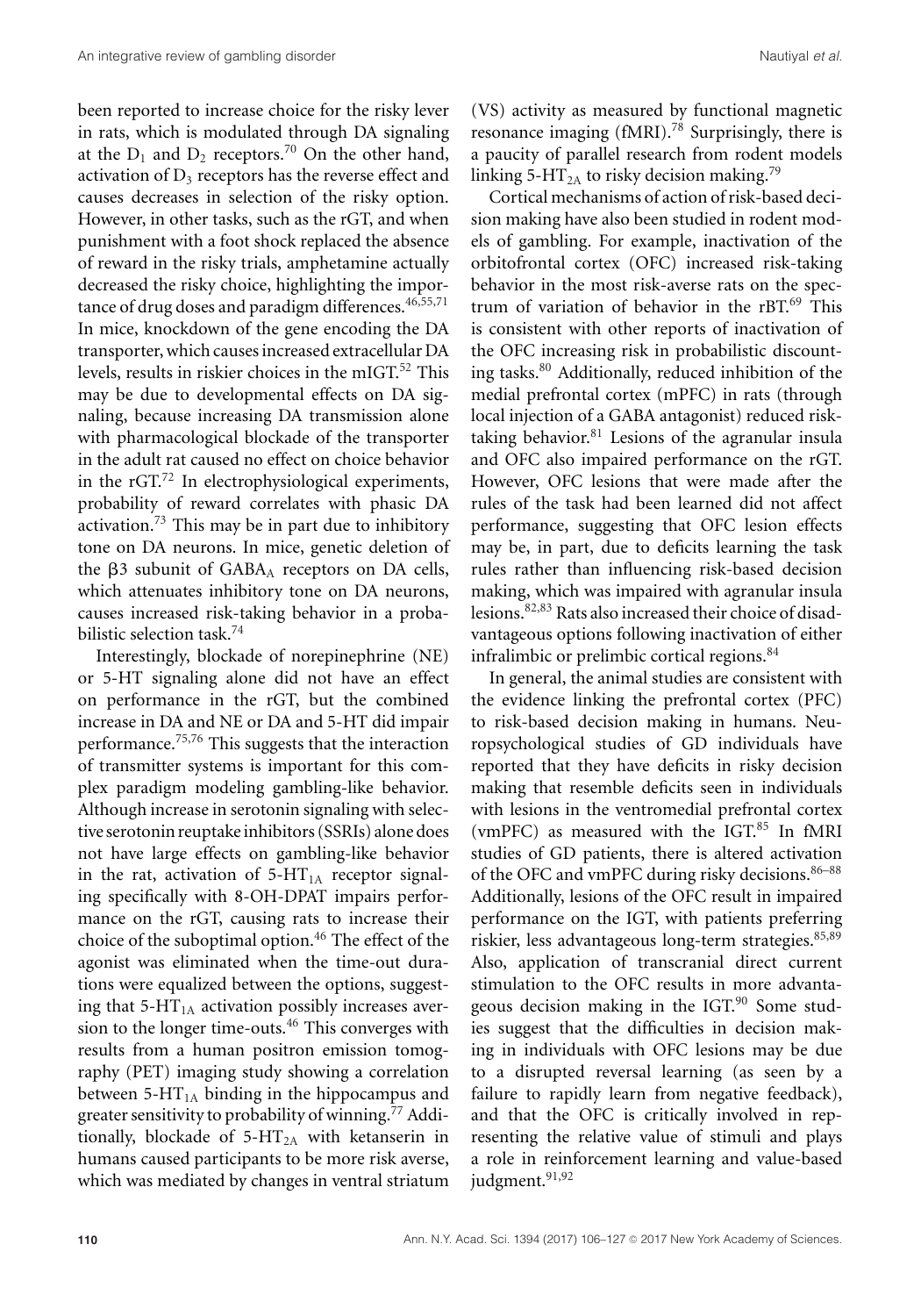been reported to increase choice for the risky lever in rats, which is modulated through DA signaling at the $D_1$ and $D_2$ receptors.[70] On the other hand, activation of $D_3$ receptors has the reverse effect and causes decreases in selection of the risky option. However, in other tasks, such as the rGT, and when punishment with a foot shock replaced the absence of reward in the risky trials, amphetamine actually decreased the risky choice, highlighting the importance of drug doses and paradigm differences.[46,55,71] In mice, knockdown of the gene encoding the DA transporter, which causes increased extracellular DA levels, results in riskier choices in the mIGT.[52] This may be due to developmental effects on DA signaling, because increasing DA transmission alone with pharmacological blockade of the transporter in the adult rat caused no effect on choice behavior in the rGT.[72] In electrophysiological experiments, probability of reward correlates with phasic DA activation.[73] This may be in part due to inhibitory tone on DA neurons. In mice, genetic deletion of the β3 subunit of $GABA_A$ receptors on DA cells, which attenuates inhibitory tone on DA neurons, causes increased risk-taking behavior in a probabilistic selection task.[74]

Interestingly, blockade of norepinephrine (NE) or 5-HT signaling alone did not have an effect on performance in the rGT, but the combined increase in DA and NE or DA and 5-HT did impair performance.[75,76] This suggests that the interaction of transmitter systems is important for this complex paradigm modeling gambling-like behavior. Although increase in serotonin signaling with selective serotonin reuptake inhibitors (SSRIs) alone does not have large effects on gambling-like behavior in the rat, activation of $5\text{-}HT_{1A}$ receptor signaling specifically with 8-OH-DPAT impairs performance on the rGT, causing rats to increase their choice of the suboptimal option.[46] The effect of the agonist was eliminated when the time-out durations were equalized between the options, suggesting that $5\text{-}HT_{1A}$ activation possibly increases aversion to the longer time-outs.[46] This converges with results from a human positron emission tomography (PET) imaging study showing a correlation between $5\text{-}HT_{1A}$ binding in the hippocampus and greater sensitivity to probability of winning.[77] Additionally, blockade of $5\text{-}HT_{2A}$ with ketanserin in humans caused participants to be more risk averse, which was mediated by changes in ventral striatum (VS) activity as measured by functional magnetic resonance imaging (fMRI).[78] Surprisingly, there is a paucity of parallel research from rodent models linking $5\text{-}HT_{2A}$ to risky decision making.[79]

Cortical mechanisms of action of risk-based decision making have also been studied in rodent models of gambling. For example, inactivation of the orbitofrontal cortex (OFC) increased risk-taking behavior in the most risk-averse rats on the spectrum of variation of behavior in the rBT.[69] This is consistent with other reports of inactivation of the OFC increasing risk in probabilistic discounting tasks.[80] Additionally, reduced inhibition of the medial prefrontal cortex (mPFC) in rats (through local injection of a GABA antagonist) reduced risk-taking behavior.[81] Lesions of the agranular insula and OFC also impaired performance on the rGT. However, OFC lesions that were made after the rules of the task had been learned did not affect performance, suggesting that OFC lesion effects may be, in part, due to deficits learning the task rules rather than influencing risk-based decision making, which was impaired with agranular insula lesions.[82,83] Rats also increased their choice of disadvantageous options following inactivation of either infralimbic or prelimbic cortical regions.[84]

In general, the animal studies are consistent with the evidence linking the prefrontal cortex (PFC) to risk-based decision making in humans. Neuropsychological studies of GD individuals have reported that they have deficits in risky decision making that resemble deficits seen in individuals with lesions in the ventromedial prefrontal cortex (vmPFC) as measured with the IGT.[85] In fMRI studies of GD patients, there is altered activation of the OFC and vmPFC during risky decisions.[86–88] Additionally, lesions of the OFC result in impaired performance on the IGT, with patients preferring riskier, less advantageous long-term strategies.[85,89] Also, application of transcranial direct current stimulation to the OFC results in more advantageous decision making in the IGT.[90] Some studies suggest that the difficulties in decision making in individuals with OFC lesions may be due to a disrupted reversal learning (as seen by a failure to rapidly learn from negative feedback), and that the OFC is critically involved in representing the relative value of stimuli and plays a role in reinforcement learning and value-based judgment.[91,92]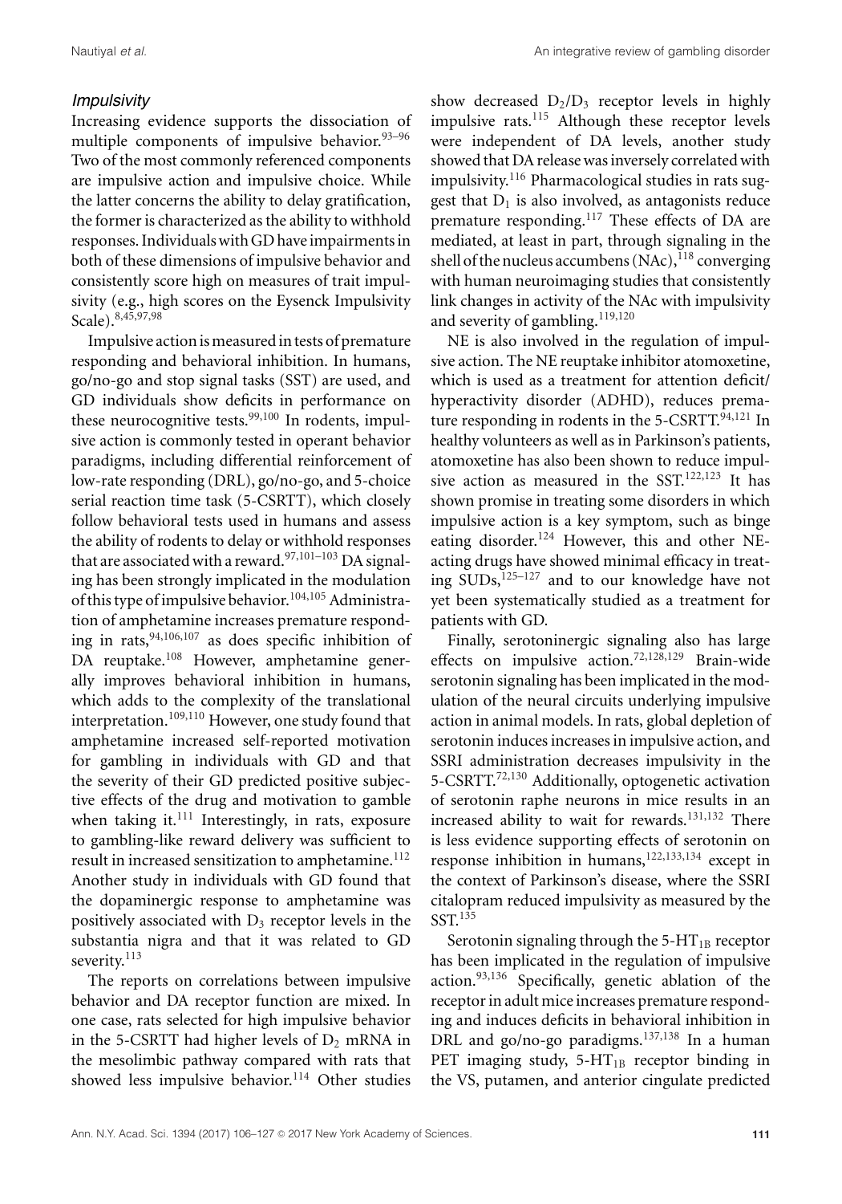### *Impulsivity*

Increasing evidence supports the dissociation of multiple components of impulsive behavior.[93–96] Two of the most commonly referenced components are impulsive action and impulsive choice. While the latter concerns the ability to delay gratification, the former is characterized as the ability to withhold responses. Individuals with GD have impairments in both of these dimensions of impulsive behavior and consistently score high on measures of trait impulsivity (e.g., high scores on the Eysenck Impulsivity Scale).[8,45,97,98]

Impulsive action is measured in tests of premature responding and behavioral inhibition. In humans, go/no-go and stop signal tasks (SST) are used, and GD individuals show deficits in performance on these neurocognitive tests.[99,100] In rodents, impulsive action is commonly tested in operant behavior paradigms, including differential reinforcement of low-rate responding (DRL), go/no-go, and 5-choice serial reaction time task (5-CSRTT), which closely follow behavioral tests used in humans and assess the ability of rodents to delay or withhold responses that are associated with a reward.[97,101–103] DA signaling has been strongly implicated in the modulation of this type of impulsive behavior.[104,105] Administration of amphetamine increases premature responding in rats,[94,106,107] as does specific inhibition of DA reuptake.[108] However, amphetamine generally improves behavioral inhibition in humans, which adds to the complexity of the translational interpretation.[109,110] However, one study found that amphetamine increased self-reported motivation for gambling in individuals with GD and that the severity of their GD predicted positive subjective effects of the drug and motivation to gamble when taking it.[111] Interestingly, in rats, exposure to gambling-like reward delivery was sufficient to result in increased sensitization to amphetamine.[112] Another study in individuals with GD found that the dopaminergic response to amphetamine was positively associated with $D_3$ receptor levels in the substantia nigra and that it was related to GD severity.[113]

The reports on correlations between impulsive behavior and DA receptor function are mixed. In one case, rats selected for high impulsive behavior in the 5-CSRTT had higher levels of $D_2$ mRNA in the mesolimbic pathway compared with rats that showed less impulsive behavior.[114] Other studies show decreased $D_2/D_3$ receptor levels in highly impulsive rats.[115] Although these receptor levels were independent of DA levels, another study showed that DA release was inversely correlated with impulsivity.[116] Pharmacological studies in rats suggest that $D_1$ is also involved, as antagonists reduce premature responding.[117] These effects of DA are mediated, at least in part, through signaling in the shell of the nucleus accumbens (NAc),[118] converging with human neuroimaging studies that consistently link changes in activity of the NAc with impulsivity and severity of gambling.[119,120]

NE is also involved in the regulation of impulsive action. The NE reuptake inhibitor atomoxetine, which is used as a treatment for attention deficit/hyperactivity disorder (ADHD), reduces premature responding in rodents in the 5-CSRTT.[94,121] In healthy volunteers as well as in Parkinson's patients, atomoxetine has also been shown to reduce impulsive action as measured in the SST.[122,123] It has shown promise in treating some disorders in which impulsive action is a key symptom, such as binge eating disorder.[124] However, this and other NE-acting drugs have showed minimal efficacy in treating SUDs,[125–127] and to our knowledge have not yet been systematically studied as a treatment for patients with GD.

Finally, serotoninergic signaling also has large effects on impulsive action.[72,128,129] Brain-wide serotonin signaling has been implicated in the modulation of the neural circuits underlying impulsive action in animal models. In rats, global depletion of serotonin induces increases in impulsive action, and SSRI administration decreases impulsivity in the 5-CSRTT.[72,130] Additionally, optogenetic activation of serotonin raphe neurons in mice results in an increased ability to wait for rewards.[131,132] There is less evidence supporting effects of serotonin on response inhibition in humans,[122,133,134] except in the context of Parkinson's disease, where the SSRI citalopram reduced impulsivity as measured by the SST.[135]

Serotonin signaling through the 5-$HT_{1B}$ receptor has been implicated in the regulation of impulsive action.[93,136] Specifically, genetic ablation of the receptor in adult mice increases premature responding and induces deficits in behavioral inhibition in DRL and go/no-go paradigms.[137,138] In a human PET imaging study, 5-$HT_{1B}$ receptor binding in the VS, putamen, and anterior cingulate predicted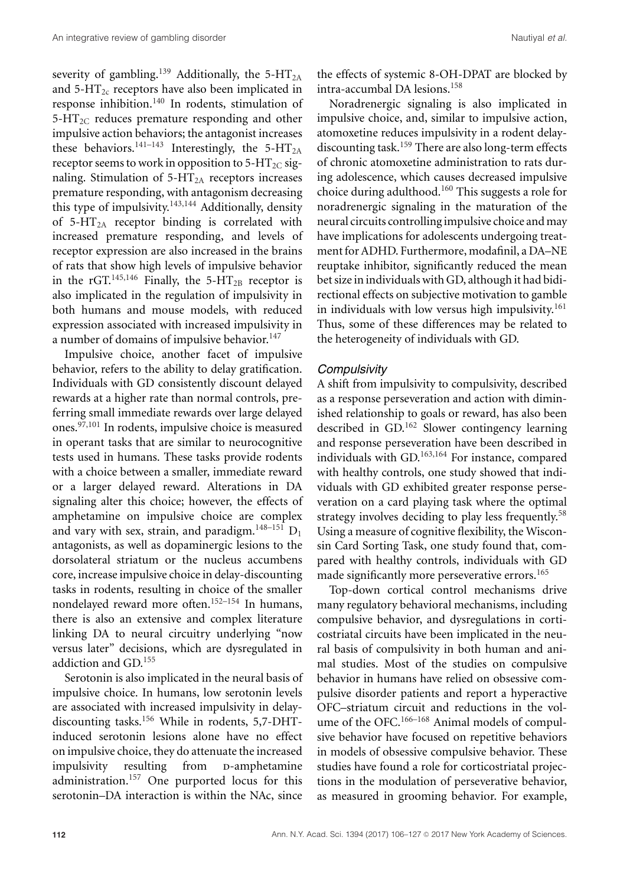severity of gambling.[139] Additionally, the 5-$HT_{2A}$ and 5-$HT_{2c}$ receptors have also been implicated in response inhibition.[140] In rodents, stimulation of 5-$HT_{2C}$ reduces premature responding and other impulsive action behaviors; the antagonist increases these behaviors.[141–143] Interestingly, the 5-$HT_{2A}$ receptor seems to work in opposition to 5-$HT_{2C}$ signaling. Stimulation of 5-$HT_{2A}$ receptors increases premature responding, with antagonism decreasing this type of impulsivity.[143,144] Additionally, density of 5-$HT_{2A}$ receptor binding is correlated with increased premature responding, and levels of receptor expression are also increased in the brains of rats that show high levels of impulsive behavior in the rGT.[145,146] Finally, the 5-$HT_{2B}$ receptor is also implicated in the regulation of impulsivity in both humans and mouse models, with reduced expression associated with increased impulsivity in a number of domains of impulsive behavior.[147]

Impulsive choice, another facet of impulsive behavior, refers to the ability to delay gratification. Individuals with GD consistently discount delayed rewards at a higher rate than normal controls, preferring small immediate rewards over large delayed ones.[97,101] In rodents, impulsive choice is measured in operant tasks that are similar to neurocognitive tests used in humans. These tasks provide rodents with a choice between a smaller, immediate reward or a larger delayed reward. Alterations in DA signaling alter this choice; however, the effects of amphetamine on impulsive choice are complex and vary with sex, strain, and paradigm.[148–151] $D_1$ antagonists, as well as dopaminergic lesions to the dorsolateral striatum or the nucleus accumbens core, increase impulsive choice in delay-discounting tasks in rodents, resulting in choice of the smaller nondelayed reward more often.[152–154] In humans, there is also an extensive and complex literature linking DA to neural circuitry underlying "now versus later" decisions, which are dysregulated in addiction and GD.[155]

Serotonin is also implicated in the neural basis of impulsive choice. In humans, low serotonin levels are associated with increased impulsivity in delay-discounting tasks.[156] While in rodents, 5,7-DHT-induced serotonin lesions alone have no effect on impulsive choice, they do attenuate the increased impulsivity resulting from D-amphetamine administration.[157] One purported locus for this serotonin–DA interaction is within the NAc, since the effects of systemic 8-OH-DPAT are blocked by intra-accumbal DA lesions.[158]

Noradrenergic signaling is also implicated in impulsive choice, and, similar to impulsive action, atomoxetine reduces impulsivity in a rodent delay-discounting task.[159] There are also long-term effects of chronic atomoxetine administration to rats during adolescence, which causes decreased impulsive choice during adulthood.[160] This suggests a role for noradrenergic signaling in the maturation of the neural circuits controlling impulsive choice and may have implications for adolescents undergoing treatment for ADHD. Furthermore, modafinil, a DA–NE reuptake inhibitor, significantly reduced the mean bet size in individuals with GD, although it had bidirectional effects on subjective motivation to gamble in individuals with low versus high impulsivity.[161] Thus, some of these differences may be related to the heterogeneity of individuals with GD.

### *Compulsivity*

A shift from impulsivity to compulsivity, described as a response perseveration and action with diminished relationship to goals or reward, has also been described in GD.[162] Slower contingency learning and response perseveration have been described in individuals with GD.[163,164] For instance, compared with healthy controls, one study showed that individuals with GD exhibited greater response perseveration on a card playing task where the optimal strategy involves deciding to play less frequently.[58] Using a measure of cognitive flexibility, the Wisconsin Card Sorting Task, one study found that, compared with healthy controls, individuals with GD made significantly more perseverative errors.[165]

Top-down cortical control mechanisms drive many regulatory behavioral mechanisms, including compulsive behavior, and dysregulations in corticostriatal circuits have been implicated in the neural basis of compulsivity in both human and animal studies. Most of the studies on compulsive behavior in humans have relied on obsessive compulsive disorder patients and report a hyperactive OFC–striatum circuit and reductions in the volume of the OFC.[166–168] Animal models of compulsive behavior have focused on repetitive behaviors in models of obsessive compulsive behavior. These studies have found a role for corticostriatal projections in the modulation of perseverative behavior, as measured in grooming behavior. For example,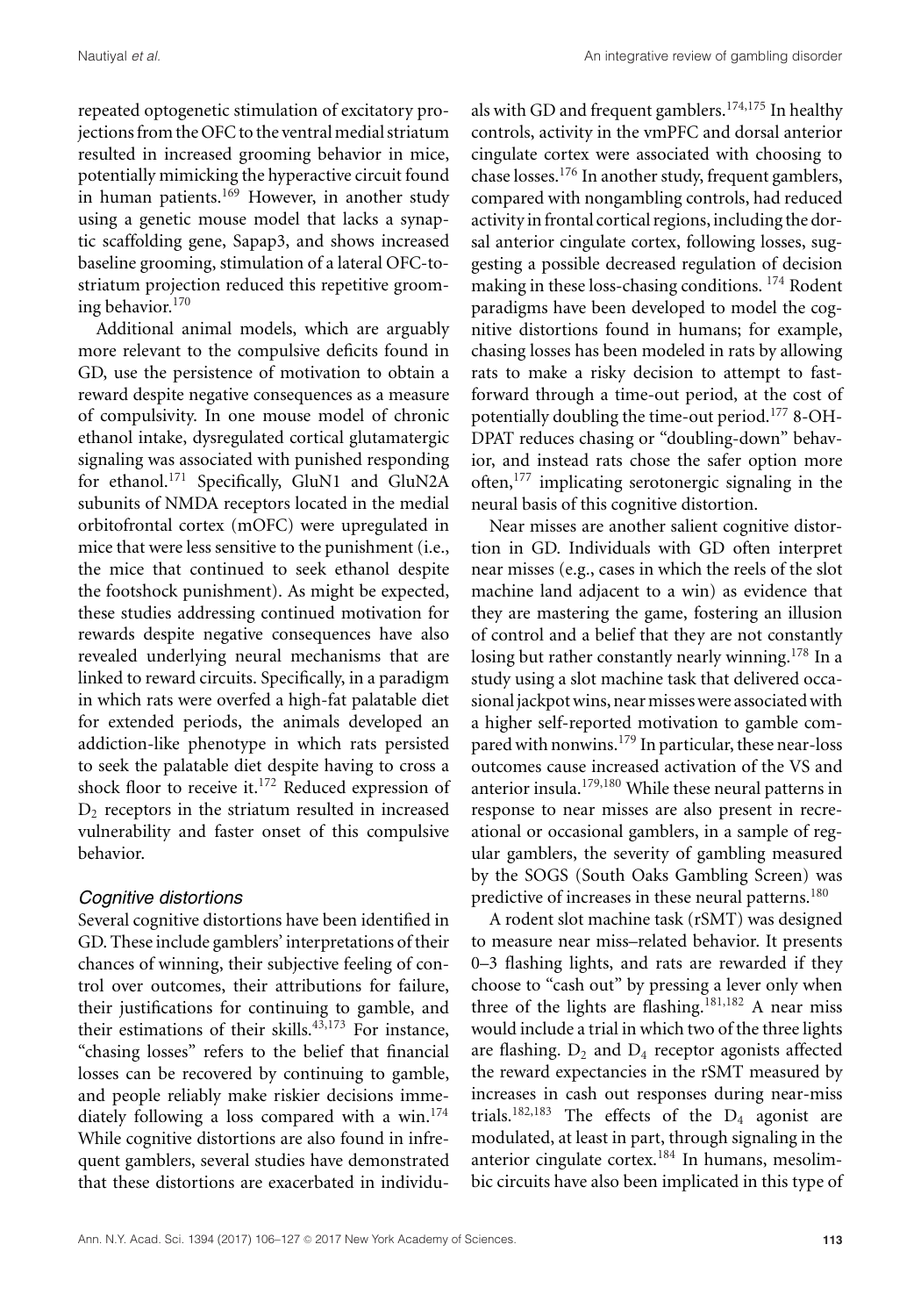repeated optogenetic stimulation of excitatory projections from the OFC to the ventral medial striatum resulted in increased grooming behavior in mice, potentially mimicking the hyperactive circuit found in human patients.[169] However, in another study using a genetic mouse model that lacks a synaptic scaffolding gene, Sapap3, and shows increased baseline grooming, stimulation of a lateral OFC-to-striatum projection reduced this repetitive grooming behavior.[170]

Additional animal models, which are arguably more relevant to the compulsive deficits found in GD, use the persistence of motivation to obtain a reward despite negative consequences as a measure of compulsivity. In one mouse model of chronic ethanol intake, dysregulated cortical glutamatergic signaling was associated with punished responding for ethanol.[171] Specifically, GluN1 and GluN2A subunits of NMDA receptors located in the medial orbitofrontal cortex (mOFC) were upregulated in mice that were less sensitive to the punishment (i.e., the mice that continued to seek ethanol despite the footshock punishment). As might be expected, these studies addressing continued motivation for rewards despite negative consequences have also revealed underlying neural mechanisms that are linked to reward circuits. Specifically, in a paradigm in which rats were overfed a high-fat palatable diet for extended periods, the animals developed an addiction-like phenotype in which rats persisted to seek the palatable diet despite having to cross a shock floor to receive it.[172] Reduced expression of $D_2$ receptors in the striatum resulted in increased vulnerability and faster onset of this compulsive behavior.

### *Cognitive distortions*

Several cognitive distortions have been identified in GD. These include gamblers' interpretations of their chances of winning, their subjective feeling of control over outcomes, their attributions for failure, their justifications for continuing to gamble, and their estimations of their skills.[43,173] For instance, "chasing losses" refers to the belief that financial losses can be recovered by continuing to gamble, and people reliably make riskier decisions immediately following a loss compared with a win.[174] While cognitive distortions are also found in infrequent gamblers, several studies have demonstrated that these distortions are exacerbated in individuals with GD and frequent gamblers.[174,175] In healthy controls, activity in the vmPFC and dorsal anterior cingulate cortex were associated with choosing to chase losses.[176] In another study, frequent gamblers, compared with nongambling controls, had reduced activity in frontal cortical regions, including the dorsal anterior cingulate cortex, following losses, suggesting a possible decreased regulation of decision making in these loss-chasing conditions.[174] Rodent paradigms have been developed to model the cognitive distortions found in humans; for example, chasing losses has been modeled in rats by allowing rats to make a risky decision to attempt to fast-forward through a time-out period, at the cost of potentially doubling the time-out period.[177] 8-OH-DPAT reduces chasing or "doubling-down" behavior, and instead rats chose the safer option more often,[177] implicating serotonergic signaling in the neural basis of this cognitive distortion.

Near misses are another salient cognitive distortion in GD. Individuals with GD often interpret near misses (e.g., cases in which the reels of the slot machine land adjacent to a win) as evidence that they are mastering the game, fostering an illusion of control and a belief that they are not constantly losing but rather constantly nearly winning.[178] In a study using a slot machine task that delivered occasional jackpot wins, near misses were associated with a higher self-reported motivation to gamble compared with nonwins.[179] In particular, these near-loss outcomes cause increased activation of the VS and anterior insula.[179,180] While these neural patterns in response to near misses are also present in recreational or occasional gamblers, in a sample of regular gamblers, the severity of gambling measured by the SOGS (South Oaks Gambling Screen) was predictive of increases in these neural patterns.[180]

A rodent slot machine task (rSMT) was designed to measure near miss–related behavior. It presents 0–3 flashing lights, and rats are rewarded if they choose to "cash out" by pressing a lever only when three of the lights are flashing.[181,182] A near miss would include a trial in which two of the three lights are flashing. $D_2$ and $D_4$ receptor agonists affected the reward expectancies in the rSMT measured by increases in cash out responses during near-miss trials.[182,183] The effects of the $D_4$ agonist are modulated, at least in part, through signaling in the anterior cingulate cortex.[184] In humans, mesolimbic circuits have also been implicated in this type of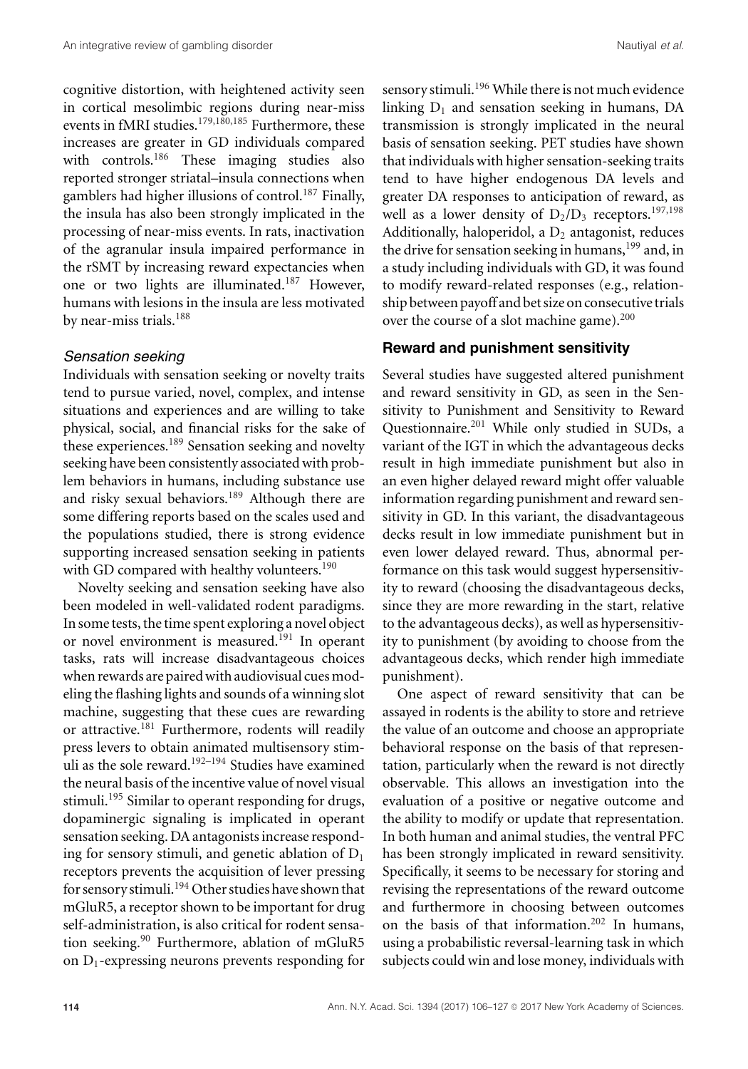cognitive distortion, with heightened activity seen in cortical mesolimbic regions during near-miss events in fMRI studies.[179,180,185] Furthermore, these increases are greater in GD individuals compared with controls.[186] These imaging studies also reported stronger striatal–insula connections when gamblers had higher illusions of control.[187] Finally, the insula has also been strongly implicated in the processing of near-miss events. In rats, inactivation of the agranular insula impaired performance in the rSMT by increasing reward expectancies when one or two lights are illuminated.[187] However, humans with lesions in the insula are less motivated by near-miss trials.[188]

### *Sensation seeking*

Individuals with sensation seeking or novelty traits tend to pursue varied, novel, complex, and intense situations and experiences and are willing to take physical, social, and financial risks for the sake of these experiences.[189] Sensation seeking and novelty seeking have been consistently associated with problem behaviors in humans, including substance use and risky sexual behaviors.[189] Although there are some differing reports based on the scales used and the populations studied, there is strong evidence supporting increased sensation seeking in patients with GD compared with healthy volunteers.[190]

Novelty seeking and sensation seeking have also been modeled in well-validated rodent paradigms. In some tests, the time spent exploring a novel object or novel environment is measured.[191] In operant tasks, rats will increase disadvantageous choices when rewards are paired with audiovisual cues modeling the flashing lights and sounds of a winning slot machine, suggesting that these cues are rewarding or attractive.[181] Furthermore, rodents will readily press levers to obtain animated multisensory stimuli as the sole reward.[192–194] Studies have examined the neural basis of the incentive value of novel visual stimuli.[195] Similar to operant responding for drugs, dopaminergic signaling is implicated in operant sensation seeking. DA antagonists increase responding for sensory stimuli, and genetic ablation of $D_1$ receptors prevents the acquisition of lever pressing for sensory stimuli.[194] Other studies have shown that mGluR5, a receptor shown to be important for drug self-administration, is also critical for rodent sensation seeking.[90] Furthermore, ablation of mGluR5 on $D_1$-expressing neurons prevents responding for sensory stimuli.[196] While there is not much evidence linking $D_1$ and sensation seeking in humans, DA transmission is strongly implicated in the neural basis of sensation seeking. PET studies have shown that individuals with higher sensation-seeking traits tend to have higher endogenous DA levels and greater DA responses to anticipation of reward, as well as a lower density of $D_2$/$D_3$ receptors.[197,198] Additionally, haloperidol, a $D_2$ antagonist, reduces the drive for sensation seeking in humans,[199] and, in a study including individuals with GD, it was found to modify reward-related responses (e.g., relationship between payoff and bet size on consecutive trials over the course of a slot machine game).[200]

## Reward and punishment sensitivity

Several studies have suggested altered punishment and reward sensitivity in GD, as seen in the Sensitivity to Punishment and Sensitivity to Reward Questionnaire.[201] While only studied in SUDs, a variant of the IGT in which the advantageous decks result in high immediate punishment but also in an even higher delayed reward might offer valuable information regarding punishment and reward sensitivity in GD. In this variant, the disadvantageous decks result in low immediate punishment but in even lower delayed reward. Thus, abnormal performance on this task would suggest hypersensitivity to reward (choosing the disadvantageous decks, since they are more rewarding in the start, relative to the advantageous decks), as well as hypersensitivity to punishment (by avoiding to choose from the advantageous decks, which render high immediate punishment).

One aspect of reward sensitivity that can be assayed in rodents is the ability to store and retrieve the value of an outcome and choose an appropriate behavioral response on the basis of that representation, particularly when the reward is not directly observable. This allows an investigation into the evaluation of a positive or negative outcome and the ability to modify or update that representation. In both human and animal studies, the ventral PFC has been strongly implicated in reward sensitivity. Specifically, it seems to be necessary for storing and revising the representations of the reward outcome and furthermore in choosing between outcomes on the basis of that information.[202] In humans, using a probabilistic reversal-learning task in which subjects could win and lose money, individuals with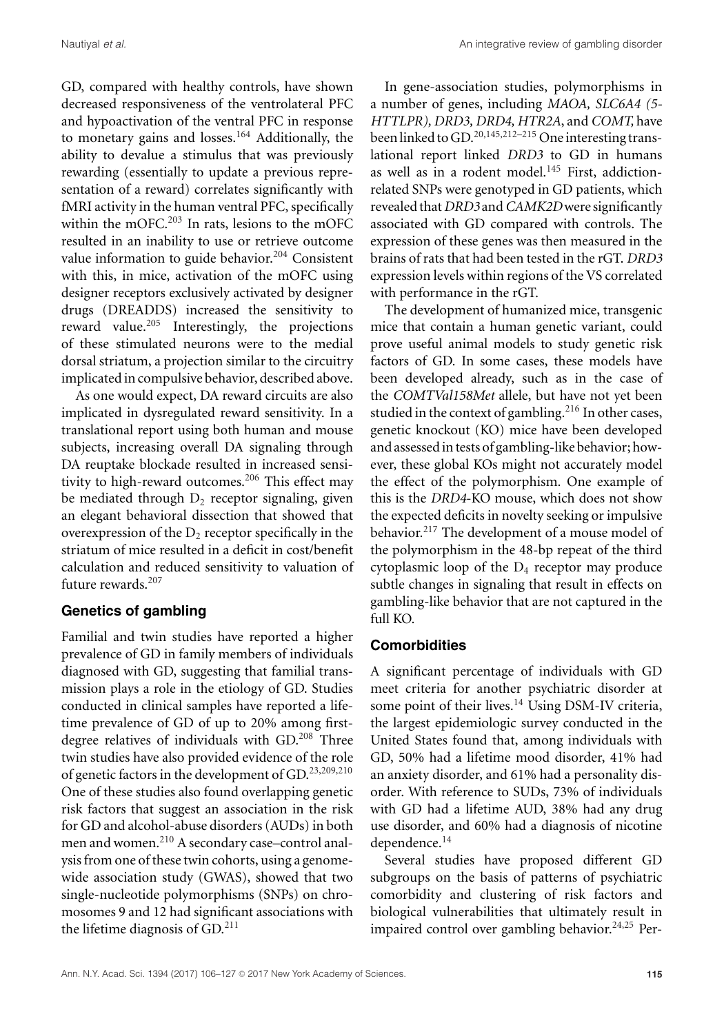GD, compared with healthy controls, have shown decreased responsiveness of the ventrolateral PFC and hypoactivation of the ventral PFC in response to monetary gains and losses.[164] Additionally, the ability to devalue a stimulus that was previously rewarding (essentially to update a previous representation of a reward) correlates significantly with fMRI activity in the human ventral PFC, specifically within the mOFC.[203] In rats, lesions to the mOFC resulted in an inability to use or retrieve outcome value information to guide behavior.[204] Consistent with this, in mice, activation of the mOFC using designer receptors exclusively activated by designer drugs (DREADDS) increased the sensitivity to reward value.[205] Interestingly, the projections of these stimulated neurons were to the medial dorsal striatum, a projection similar to the circuitry implicated in compulsive behavior, described above.

As one would expect, DA reward circuits are also implicated in dysregulated reward sensitivity. In a translational report using both human and mouse subjects, increasing overall DA signaling through DA reuptake blockade resulted in increased sensitivity to high-reward outcomes.[206] This effect may be mediated through $D_2$ receptor signaling, given an elegant behavioral dissection that showed that overexpression of the $D_2$ receptor specifically in the striatum of mice resulted in a deficit in cost/benefit calculation and reduced sensitivity to valuation of future rewards.[207]

### Genetics of gambling

Familial and twin studies have reported a higher prevalence of GD in family members of individuals diagnosed with GD, suggesting that familial transmission plays a role in the etiology of GD. Studies conducted in clinical samples have reported a lifetime prevalence of GD of up to 20% among first-degree relatives of individuals with GD.[208] Three twin studies have also provided evidence of the role of genetic factors in the development of GD.[23,209,210] One of these studies also found overlapping genetic risk factors that suggest an association in the risk for GD and alcohol-abuse disorders (AUDs) in both men and women.[210] A secondary case–control analysis from one of these twin cohorts, using a genome-wide association study (GWAS), showed that two single-nucleotide polymorphisms (SNPs) on chromosomes 9 and 12 had significant associations with the lifetime diagnosis of GD.[211]

In gene-association studies, polymorphisms in a number of genes, including *MAOA, SLC6A4 (5-HTTLPR), DRD3, DRD4, HTR2A*, and *COMT,* have been linked to GD.[20,145,212–215] One interesting translational report linked *DRD3* to GD in humans as well as in a rodent model.[145] First, addiction-related SNPs were genotyped in GD patients, which revealed that *DRD3* and *CAMK2D* were significantly associated with GD compared with controls. The expression of these genes was then measured in the brains of rats that had been tested in the rGT. *DRD3* expression levels within regions of the VS correlated with performance in the rGT.

The development of humanized mice, transgenic mice that contain a human genetic variant, could prove useful animal models to study genetic risk factors of GD. In some cases, these models have been developed already, such as in the case of the *COMTVal158Met* allele, but have not yet been studied in the context of gambling.[216] In other cases, genetic knockout (KO) mice have been developed and assessed in tests of gambling-like behavior; however, these global KOs might not accurately model the effect of the polymorphism. One example of this is the *DRD4*-KO mouse, which does not show the expected deficits in novelty seeking or impulsive behavior.[217] The development of a mouse model of the polymorphism in the 48-bp repeat of the third cytoplasmic loop of the $D_4$ receptor may produce subtle changes in signaling that result in effects on gambling-like behavior that are not captured in the full KO.

### Comorbidities

A significant percentage of individuals with GD meet criteria for another psychiatric disorder at some point of their lives.[14] Using DSM-IV criteria, the largest epidemiologic survey conducted in the United States found that, among individuals with GD, 50% had a lifetime mood disorder, 41% had an anxiety disorder, and 61% had a personality disorder. With reference to SUDs, 73% of individuals with GD had a lifetime AUD, 38% had any drug use disorder, and 60% had a diagnosis of nicotine dependence.[14]

Several studies have proposed different GD subgroups on the basis of patterns of psychiatric comorbidity and clustering of risk factors and biological vulnerabilities that ultimately result in impaired control over gambling behavior.[24,25] Per-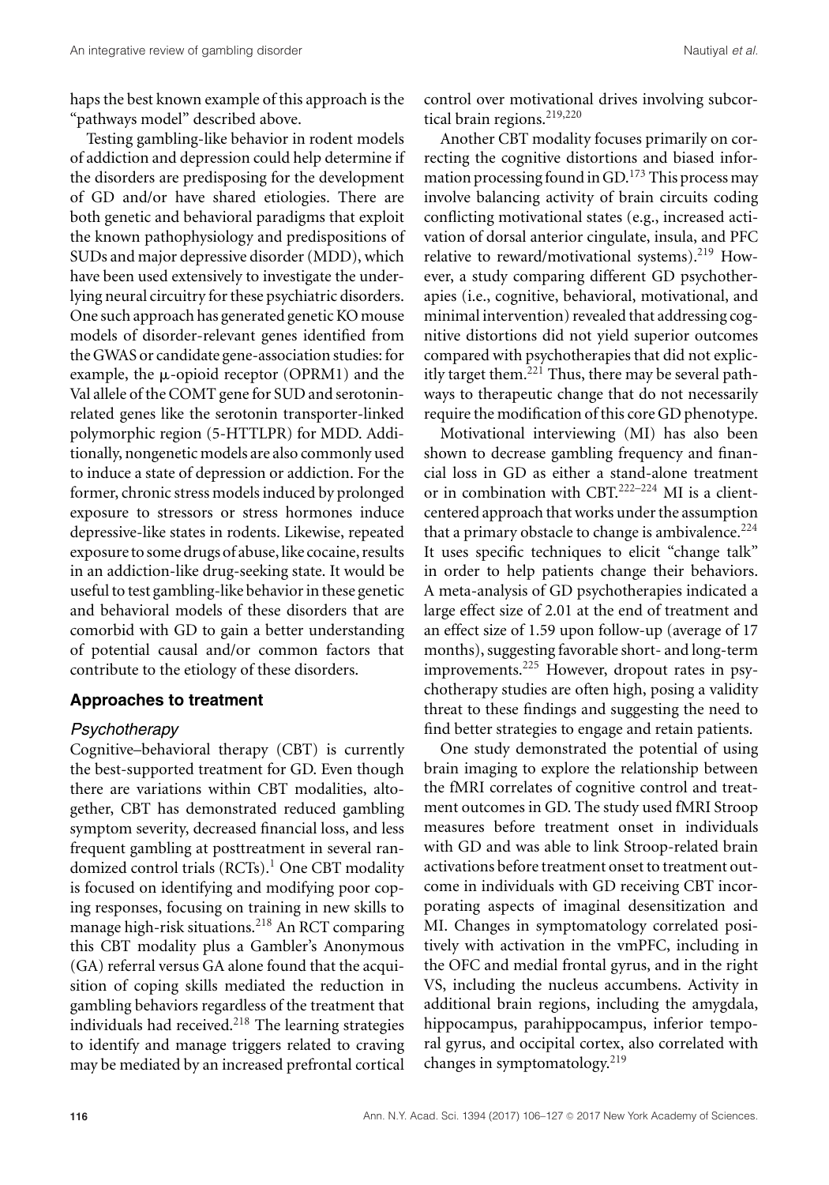haps the best known example of this approach is the "pathways model" described above.

Testing gambling-like behavior in rodent models of addiction and depression could help determine if the disorders are predisposing for the development of GD and/or have shared etiologies. There are both genetic and behavioral paradigms that exploit the known pathophysiology and predispositions of SUDs and major depressive disorder (MDD), which have been used extensively to investigate the underlying neural circuitry for these psychiatric disorders. One such approach has generated genetic KO mouse models of disorder-relevant genes identified from the GWAS or candidate gene-association studies: for example, the μ-opioid receptor (OPRM1) and the Val allele of the COMT gene for SUD and serotonin-related genes like the serotonin transporter-linked polymorphic region (5-HTTLPR) for MDD. Additionally, nongenetic models are also commonly used to induce a state of depression or addiction. For the former, chronic stress models induced by prolonged exposure to stressors or stress hormones induce depressive-like states in rodents. Likewise, repeated exposure to some drugs of abuse, like cocaine, results in an addiction-like drug-seeking state. It would be useful to test gambling-like behavior in these genetic and behavioral models of these disorders that are comorbid with GD to gain a better understanding of potential causal and/or common factors that contribute to the etiology of these disorders.

## Approaches to treatment

### *Psychotherapy*

Cognitive–behavioral therapy (CBT) is currently the best-supported treatment for GD. Even though there are variations within CBT modalities, altogether, CBT has demonstrated reduced gambling symptom severity, decreased financial loss, and less frequent gambling at posttreatment in several randomized control trials (RCTs).[1] One CBT modality is focused on identifying and modifying poor coping responses, focusing on training in new skills to manage high-risk situations.[218] An RCT comparing this CBT modality plus a Gambler's Anonymous (GA) referral versus GA alone found that the acquisition of coping skills mediated the reduction in gambling behaviors regardless of the treatment that individuals had received.[218] The learning strategies to identify and manage triggers related to craving may be mediated by an increased prefrontal cortical control over motivational drives involving subcortical brain regions.[219,220]

Another CBT modality focuses primarily on correcting the cognitive distortions and biased information processing found in GD.[173] This process may involve balancing activity of brain circuits coding conflicting motivational states (e.g., increased activation of dorsal anterior cingulate, insula, and PFC relative to reward/motivational systems).[219] However, a study comparing different GD psychotherapies (i.e., cognitive, behavioral, motivational, and minimal intervention) revealed that addressing cognitive distortions did not yield superior outcomes compared with psychotherapies that did not explicitly target them.[221] Thus, there may be several pathways to therapeutic change that do not necessarily require the modification of this core GD phenotype.

Motivational interviewing (MI) has also been shown to decrease gambling frequency and financial loss in GD as either a stand-alone treatment or in combination with CBT.[222–224] MI is a client-centered approach that works under the assumption that a primary obstacle to change is ambivalence.[224] It uses specific techniques to elicit "change talk" in order to help patients change their behaviors. A meta-analysis of GD psychotherapies indicated a large effect size of 2.01 at the end of treatment and an effect size of 1.59 upon follow-up (average of 17 months), suggesting favorable short- and long-term improvements.[225] However, dropout rates in psychotherapy studies are often high, posing a validity threat to these findings and suggesting the need to find better strategies to engage and retain patients.

One study demonstrated the potential of using brain imaging to explore the relationship between the fMRI correlates of cognitive control and treatment outcomes in GD. The study used fMRI Stroop measures before treatment onset in individuals with GD and was able to link Stroop-related brain activations before treatment onset to treatment outcome in individuals with GD receiving CBT incorporating aspects of imaginal desensitization and MI. Changes in symptomatology correlated positively with activation in the vmPFC, including in the OFC and medial frontal gyrus, and in the right VS, including the nucleus accumbens. Activity in additional brain regions, including the amygdala, hippocampus, parahippocampus, inferior temporal gyrus, and occipital cortex, also correlated with changes in symptomatology.[219]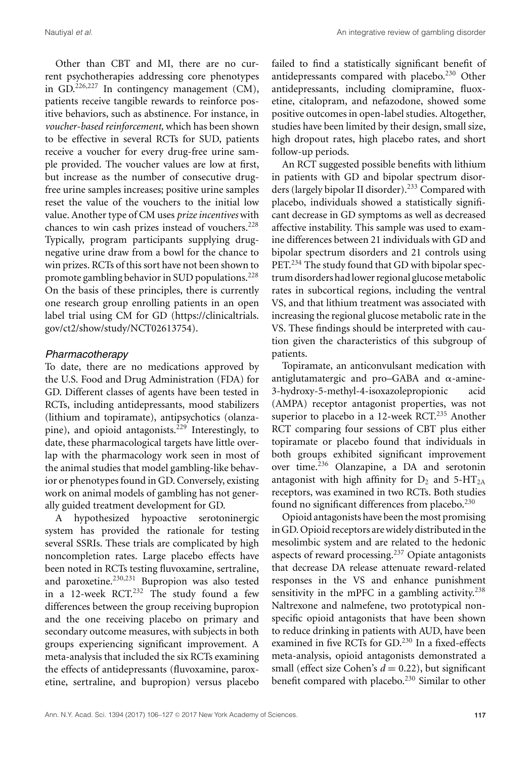Other than CBT and MI, there are no current psychotherapies addressing core phenotypes in GD.[226,227] In contingency management (CM), patients receive tangible rewards to reinforce positive behaviors, such as abstinence. For instance, in *voucher-based reinforcement,* which has been shown to be effective in several RCTs for SUD, patients receive a voucher for every drug-free urine sample provided. The voucher values are low at first, but increase as the number of consecutive drug-free urine samples increases; positive urine samples reset the value of the vouchers to the initial low value. Another type of CM uses *prize incentives* with chances to win cash prizes instead of vouchers.[228] Typically, program participants supplying drug-negative urine draw from a bowl for the chance to win prizes. RCTs of this sort have not been shown to promote gambling behavior in SUD populations.[228] On the basis of these principles, there is currently one research group enrolling patients in an open label trial using CM for GD (https://clinicaltrials.gov/ct2/show/study/NCT02613754).

### *Pharmacotherapy*

To date, there are no medications approved by the U.S. Food and Drug Administration (FDA) for GD. Different classes of agents have been tested in RCTs, including antidepressants, mood stabilizers (lithium and topiramate), antipsychotics (olanzapine), and opioid antagonists.[229] Interestingly, to date, these pharmacological targets have little overlap with the pharmacology work seen in most of the animal studies that model gambling-like behavior or phenotypes found in GD. Conversely, existing work on animal models of gambling has not generally guided treatment development for GD.

A hypothesized hypoactive serotoninergic system has provided the rationale for testing several SSRIs. These trials are complicated by high noncompletion rates. Large placebo effects have been noted in RCTs testing fluvoxamine, sertraline, and paroxetine.[230,231] Bupropion was also tested in a 12-week RCT.[232] The study found a few differences between the group receiving bupropion and the one receiving placebo on primary and secondary outcome measures, with subjects in both groups experiencing significant improvement. A meta-analysis that included the six RCTs examining the effects of antidepressants (fluvoxamine, paroxetine, sertraline, and bupropion) versus placebo failed to find a statistically significant benefit of antidepressants compared with placebo.[230] Other antidepressants, including clomipramine, fluoxetine, citalopram, and nefazodone, showed some positive outcomes in open-label studies. Altogether, studies have been limited by their design, small size, high dropout rates, high placebo rates, and short follow-up periods.

An RCT suggested possible benefits with lithium in patients with GD and bipolar spectrum disorders (largely bipolar II disorder).[233] Compared with placebo, individuals showed a statistically significant decrease in GD symptoms as well as decreased affective instability. This sample was used to examine differences between 21 individuals with GD and bipolar spectrum disorders and 21 controls using PET.[234] The study found that GD with bipolar spectrum disorders had lower regional glucose metabolic rates in subcortical regions, including the ventral VS, and that lithium treatment was associated with increasing the regional glucose metabolic rate in the VS. These findings should be interpreted with caution given the characteristics of this subgroup of patients.

Topiramate, an anticonvulsant medication with antiglutamatergic and pro–GABA and α-amine-3-hydroxy-5-methyl-4-isoxazolepropionic acid (AMPA) receptor antagonist properties, was not superior to placebo in a 12-week RCT.[235] Another RCT comparing four sessions of CBT plus either topiramate or placebo found that individuals in both groups exhibited significant improvement over time.[236] Olanzapine, a DA and serotonin antagonist with high affinity for $D_2$ and $5\text{-HT}_{2A}$ receptors, was examined in two RCTs. Both studies found no significant differences from placebo.[230]

Opioid antagonists have been the most promising in GD. Opioid receptors are widely distributed in the mesolimbic system and are related to the hedonic aspects of reward processing.[237] Opiate antagonists that decrease DA release attenuate reward-related responses in the VS and enhance punishment sensitivity in the mPFC in a gambling activity.[238] Naltrexone and nalmefene, two prototypical non-specific opioid antagonists that have been shown to reduce drinking in patients with AUD, have been examined in five RCTs for GD.[230] In a fixed-effects meta-analysis, opioid antagonists demonstrated a small (effect size Cohen's $d = 0.22$), but significant benefit compared with placebo.[230] Similar to other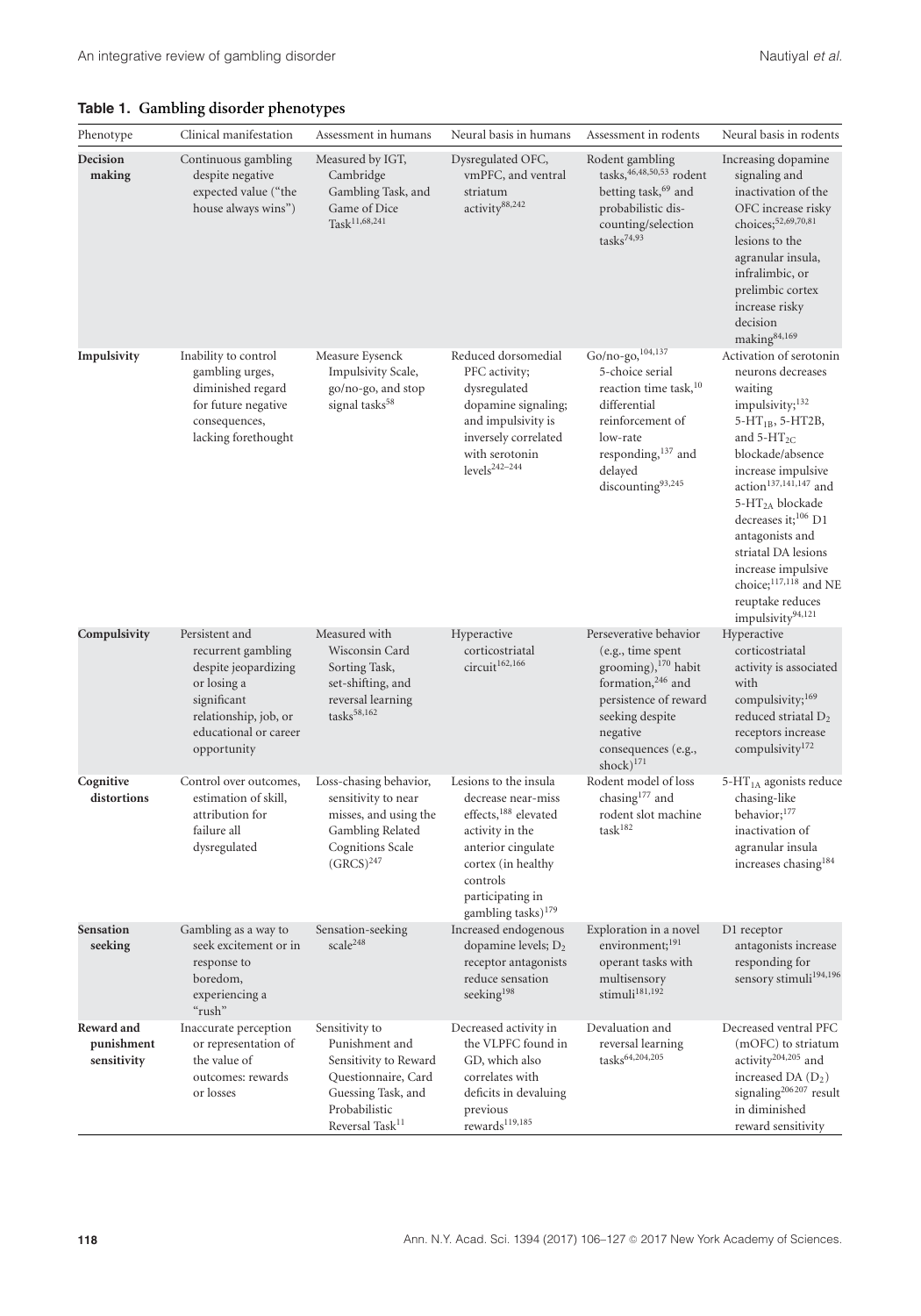**Table 1. Gambling disorder phenotypes**

| Phenotype | Clinical manifestation | Assessment in humans | Neural basis in humans | Assessment in rodents | Neural basis in rodents |
|---|---|---|---|---|---|
| **Decision making** | Continuous gambling despite negative expected value ("the house always wins") | Measured by IGT, Cambridge Gambling Task, and Game of Dice Task[11,68,241] | Dysregulated OFC, vmPFC, and ventral striatum activity[88,242] | Rodent gambling tasks,[46,48,50,53] rodent betting task,[69] and probabilistic discounting/selection tasks[74,93] | Increasing dopamine signaling and inactivation of the OFC increase risky choices;[52,69,70,81] lesions to the agranular insula, infralimbic, or prelimbic cortex increase risky decision making[84,169] |
| **Impulsivity** | Inability to control gambling urges, diminished regard for future negative consequences, lacking forethought | Measure Eysenck Impulsivity Scale, go/no-go, and stop signal tasks[58] | Reduced dorsomedial PFC activity; dysregulated dopamine signaling; and impulsivity is inversely correlated with serotonin levels[242–244] | Go/no-go,[104,137] 5-choice serial reaction time task,[10] differential reinforcement of low-rate responding,[137] and delayed discounting[93,245] | Activation of serotonin neurons decreases waiting impulsivity;[132] 5-$HT_{1B}$, 5-HT2B, and 5-$HT_{2C}$ blockade/absence increase impulsive action[137,141,147] and 5-$HT_{2A}$ blockade decreases it;[106] D1 antagonists and striatal DA lesions increase impulsive choice;[117,118] and NE reuptake reduces impulsivity[94,121] |
| **Compulsivity** | Persistent and recurrent gambling despite jeopardizing or losing a significant relationship, job, or educational or career opportunity | Measured with Wisconsin Card Sorting Task, set-shifting, and reversal learning tasks[58,162] | Hyperactive corticostriatal circuit[162,166] | Perseverative behavior (e.g., time spent grooming),[170] habit formation,[246] and persistence of reward seeking despite negative consequences (e.g., shock)[171] | Hyperactive corticostriatal activity is associated with compulsivity;[169] reduced striatal $D_2$ receptors increase compulsivity[172] |
| **Cognitive distortions** | Control over outcomes, estimation of skill, attribution for failure all dysregulated | Loss-chasing behavior, sensitivity to near misses, and using the Gambling Related Cognitions Scale (GRCS)[247] | Lesions to the insula decrease near-miss effects,[188] elevated activity in the anterior cingulate cortex (in healthy controls participating in gambling tasks)[179] | Rodent model of loss chasing[177] and rodent slot machine task[182] | 5-$HT_{1A}$ agonists reduce chasing-like behavior;[177] inactivation of agranular insula increases chasing[184] |
| **Sensation seeking** | Gambling as a way to seek excitement or in response to boredom, experiencing a "rush" | Sensation-seeking scale[248] | Increased endogenous dopamine levels; $D_2$ receptor antagonists reduce sensation seeking[198] | Exploration in a novel environment;[191] operant tasks with multisensory stimuli[181,192] | D1 receptor antagonists increase responding for sensory stimuli[194,196] |
| **Reward and punishment sensitivity** | Inaccurate perception or representation of the value of outcomes: rewards or losses | Sensitivity to Punishment and Sensitivity to Reward Questionnaire, Card Guessing Task, and Probabilistic Reversal Task[11] | Decreased activity in the VLPFC found in GD, which also correlates with deficits in devaluing previous rewards[119,185] | Devaluation and reversal learning tasks[64,204,205] | Decreased ventral PFC (mOFC) to striatum activity[204,205] and increased DA ($D_2$) signaling[206,207] result in diminished reward sensitivity |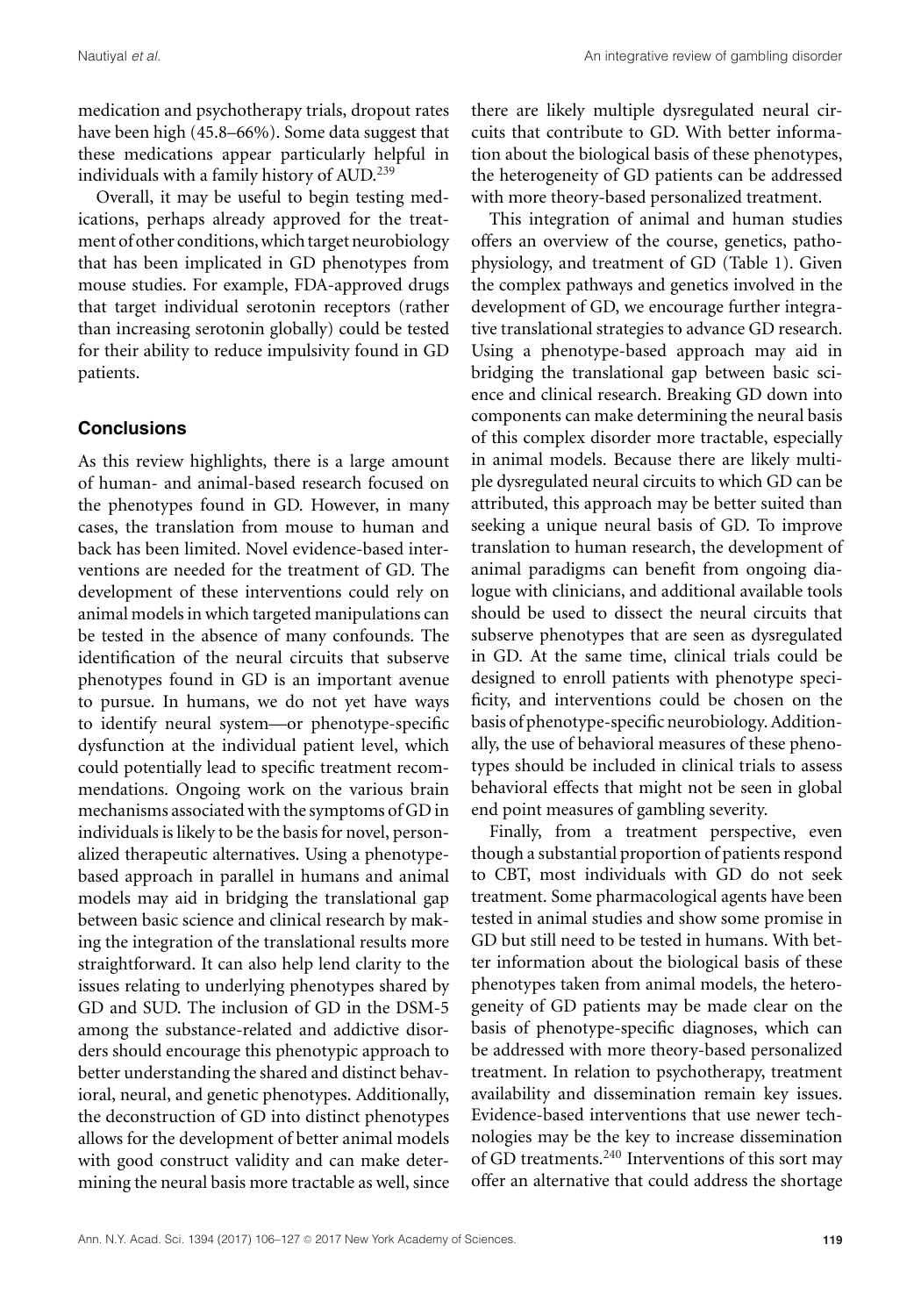medication and psychotherapy trials, dropout rates have been high (45.8–66%). Some data suggest that these medications appear particularly helpful in individuals with a family history of AUD.[239]

Overall, it may be useful to begin testing medications, perhaps already approved for the treatment of other conditions, which target neurobiology that has been implicated in GD phenotypes from mouse studies. For example, FDA-approved drugs that target individual serotonin receptors (rather than increasing serotonin globally) could be tested for their ability to reduce impulsivity found in GD patients.

## Conclusions

As this review highlights, there is a large amount of human- and animal-based research focused on the phenotypes found in GD. However, in many cases, the translation from mouse to human and back has been limited. Novel evidence-based interventions are needed for the treatment of GD. The development of these interventions could rely on animal models in which targeted manipulations can be tested in the absence of many confounds. The identification of the neural circuits that subserve phenotypes found in GD is an important avenue to pursue. In humans, we do not yet have ways to identify neural system—or phenotype-specific dysfunction at the individual patient level, which could potentially lead to specific treatment recommendations. Ongoing work on the various brain mechanisms associated with the symptoms of GD in individuals is likely to be the basis for novel, personalized therapeutic alternatives. Using a phenotype-based approach in parallel in humans and animal models may aid in bridging the translational gap between basic science and clinical research by making the integration of the translational results more straightforward. It can also help lend clarity to the issues relating to underlying phenotypes shared by GD and SUD. The inclusion of GD in the DSM-5 among the substance-related and addictive disorders should encourage this phenotypic approach to better understanding the shared and distinct behavioral, neural, and genetic phenotypes. Additionally, the deconstruction of GD into distinct phenotypes allows for the development of better animal models with good construct validity and can make determining the neural basis more tractable as well, since there are likely multiple dysregulated neural circuits that contribute to GD. With better information about the biological basis of these phenotypes, the heterogeneity of GD patients can be addressed with more theory-based personalized treatment.

This integration of animal and human studies offers an overview of the course, genetics, pathophysiology, and treatment of GD (Table 1). Given the complex pathways and genetics involved in the development of GD, we encourage further integrative translational strategies to advance GD research. Using a phenotype-based approach may aid in bridging the translational gap between basic science and clinical research. Breaking GD down into components can make determining the neural basis of this complex disorder more tractable, especially in animal models. Because there are likely multiple dysregulated neural circuits to which GD can be attributed, this approach may be better suited than seeking a unique neural basis of GD. To improve translation to human research, the development of animal paradigms can benefit from ongoing dialogue with clinicians, and additional available tools should be used to dissect the neural circuits that subserve phenotypes that are seen as dysregulated in GD. At the same time, clinical trials could be designed to enroll patients with phenotype specificity, and interventions could be chosen on the basis of phenotype-specific neurobiology. Additionally, the use of behavioral measures of these phenotypes should be included in clinical trials to assess behavioral effects that might not be seen in global end point measures of gambling severity.

Finally, from a treatment perspective, even though a substantial proportion of patients respond to CBT, most individuals with GD do not seek treatment. Some pharmacological agents have been tested in animal studies and show some promise in GD but still need to be tested in humans. With better information about the biological basis of these phenotypes taken from animal models, the heterogeneity of GD patients may be made clear on the basis of phenotype-specific diagnoses, which can be addressed with more theory-based personalized treatment. In relation to psychotherapy, treatment availability and dissemination remain key issues. Evidence-based interventions that use newer technologies may be the key to increase dissemination of GD treatments.[240] Interventions of this sort may offer an alternative that could address the shortage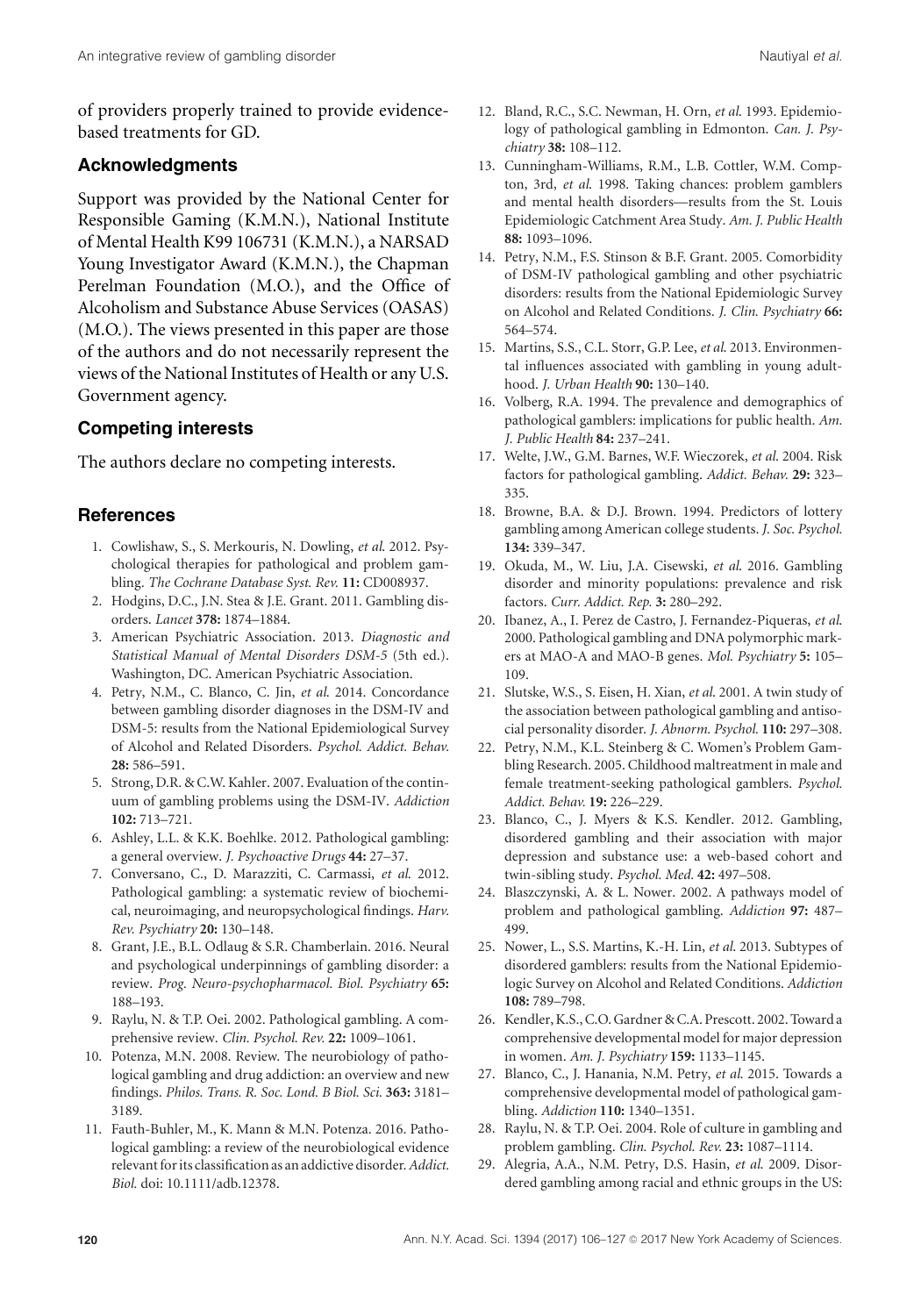of providers properly trained to provide evidence-based treatments for GD.

## Acknowledgments

Support was provided by the National Center for Responsible Gaming (K.M.N.), National Institute of Mental Health K99 106731 (K.M.N.), a NARSAD Young Investigator Award (K.M.N.), the Chapman Perelman Foundation (M.O.), and the Office of Alcoholism and Substance Abuse Services (OASAS) (M.O.). The views presented in this paper are those of the authors and do not necessarily represent the views of the National Institutes of Health or any U.S. Government agency.

## Competing interests

The authors declare no competing interests.

## References

1. Cowlishaw, S., S. Merkouris, N. Dowling, *et al.* 2012. Psychological therapies for pathological and problem gambling. *The Cochrane Database Syst. Rev.* **11:** CD008937.
2. Hodgins, D.C., J.N. Stea & J.E. Grant. 2011. Gambling disorders. *Lancet* **378:** 1874–1884.
3. American Psychiatric Association. 2013. *Diagnostic and Statistical Manual of Mental Disorders DSM-5* (5th ed.). Washington, DC. American Psychiatric Association.
4. Petry, N.M., C. Blanco, C. Jin, *et al.* 2014. Concordance between gambling disorder diagnoses in the DSM-IV and DSM-5: results from the National Epidemiological Survey of Alcohol and Related Disorders. *Psychol. Addict. Behav.* **28:** 586–591.
5. Strong, D.R. & C.W. Kahler. 2007. Evaluation of the continuum of gambling problems using the DSM-IV. *Addiction* **102:** 713–721.
6. Ashley, L.L. & K.K. Boehlke. 2012. Pathological gambling: a general overview. *J. Psychoactive Drugs* **44:** 27–37.
7. Conversano, C., D. Marazziti, C. Carmassi, *et al.* 2012. Pathological gambling: a systematic review of biochemical, neuroimaging, and neuropsychological findings. *Harv. Rev. Psychiatry* **20:** 130–148.
8. Grant, J.E., B.L. Odlaug & S.R. Chamberlain. 2016. Neural and psychological underpinnings of gambling disorder: a review. *Prog. Neuro-psychopharmacol. Biol. Psychiatry* **65:** 188–193.
9. Raylu, N. & T.P. Oei. 2002. Pathological gambling. A comprehensive review. *Clin. Psychol. Rev.* **22:** 1009–1061.
10. Potenza, M.N. 2008. Review. The neurobiology of pathological gambling and drug addiction: an overview and new findings. *Philos. Trans. R. Soc. Lond. B Biol. Sci.* **363:** 3181–3189.
11. Fauth-Buhler, M., K. Mann & M.N. Potenza. 2016. Pathological gambling: a review of the neurobiological evidence relevant for its classification as an addictive disorder. *Addict. Biol.* doi: 10.1111/adb.12378.
12. Bland, R.C., S.C. Newman, H. Orn, *et al.* 1993. Epidemiology of pathological gambling in Edmonton. *Can. J. Psychiatry* **38:** 108–112.
13. Cunningham-Williams, R.M., L.B. Cottler, W.M. Compton, 3rd, *et al.* 1998. Taking chances: problem gamblers and mental health disorders—results from the St. Louis Epidemiologic Catchment Area Study. *Am. J. Public Health* **88:** 1093–1096.
14. Petry, N.M., F.S. Stinson & B.F. Grant. 2005. Comorbidity of DSM-IV pathological gambling and other psychiatric disorders: results from the National Epidemiologic Survey on Alcohol and Related Conditions. *J. Clin. Psychiatry* **66:** 564–574.
15. Martins, S.S., C.L. Storr, G.P. Lee, *et al.* 2013. Environmental influences associated with gambling in young adulthood. *J. Urban Health* **90:** 130–140.
16. Volberg, R.A. 1994. The prevalence and demographics of pathological gamblers: implications for public health. *Am. J. Public Health* **84:** 237–241.
17. Welte, J.W., G.M. Barnes, W.F. Wieczorek, *et al.* 2004. Risk factors for pathological gambling. *Addict. Behav.* **29:** 323–335.
18. Browne, B.A. & D.J. Brown. 1994. Predictors of lottery gambling among American college students. *J. Soc. Psychol.* **134:** 339–347.
19. Okuda, M., W. Liu, J.A. Cisewski, *et al.* 2016. Gambling disorder and minority populations: prevalence and risk factors. *Curr. Addict. Rep.* **3:** 280–292.
20. Ibanez, A., I. Perez de Castro, J. Fernandez-Piqueras, *et al.* 2000. Pathological gambling and DNA polymorphic markers at MAO-A and MAO-B genes. *Mol. Psychiatry* **5:** 105–109.
21. Slutske, W.S., S. Eisen, H. Xian, *et al.* 2001. A twin study of the association between pathological gambling and antisocial personality disorder. *J. Abnorm. Psychol.* **110:** 297–308.
22. Petry, N.M., K.L. Steinberg & C. Women's Problem Gambling Research. 2005. Childhood maltreatment in male and female treatment-seeking pathological gamblers. *Psychol. Addict. Behav.* **19:** 226–229.
23. Blanco, C., J. Myers & K.S. Kendler. 2012. Gambling, disordered gambling and their association with major depression and substance use: a web-based cohort and twin-sibling study. *Psychol. Med.* **42:** 497–508.
24. Blaszczynski, A. & L. Nower. 2002. A pathways model of problem and pathological gambling. *Addiction* **97:** 487–499.
25. Nower, L., S.S. Martins, K.-H. Lin, *et al.* 2013. Subtypes of disordered gamblers: results from the National Epidemiologic Survey on Alcohol and Related Conditions. *Addiction* **108:** 789–798.
26. Kendler, K.S., C.O. Gardner & C.A. Prescott. 2002. Toward a comprehensive developmental model for major depression in women. *Am. J. Psychiatry* **159:** 1133–1145.
27. Blanco, C., J. Hanania, N.M. Petry, *et al.* 2015. Towards a comprehensive developmental model of pathological gambling. *Addiction* **110:** 1340–1351.
28. Raylu, N. & T.P. Oei. 2004. Role of culture in gambling and problem gambling. *Clin. Psychol. Rev.* **23:** 1087–1114.
29. Alegria, A.A., N.M. Petry, D.S. Hasin, *et al.* 2009. Disordered gambling among racial and ethnic groups in the US: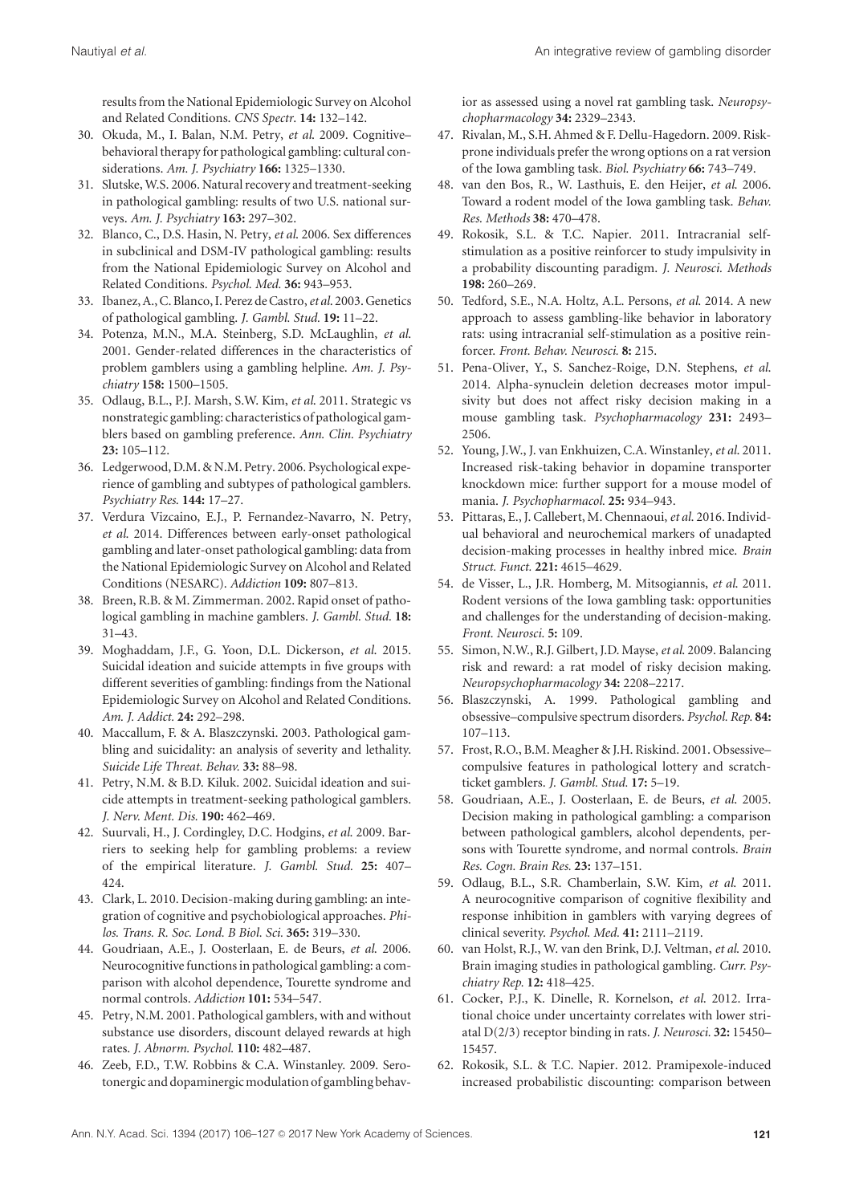results from the National Epidemiologic Survey on Alcohol and Related Conditions. *CNS Spectr.* **14:** 132–142.

30. Okuda, M., I. Balan, N.M. Petry, *et al.* 2009. Cognitive–behavioral therapy for pathological gambling: cultural considerations. *Am. J. Psychiatry* **166:** 1325–1330.
31. Slutske, W.S. 2006. Natural recovery and treatment-seeking in pathological gambling: results of two U.S. national surveys. *Am. J. Psychiatry* **163:** 297–302.
32. Blanco, C., D.S. Hasin, N. Petry, *et al.* 2006. Sex differences in subclinical and DSM-IV pathological gambling: results from the National Epidemiologic Survey on Alcohol and Related Conditions. *Psychol. Med.* **36:** 943–953.
33. Ibanez, A., C. Blanco, I. Perez de Castro, *et al.* 2003. Genetics of pathological gambling. *J. Gambl. Stud.* **19:** 11–22.
34. Potenza, M.N., M.A. Steinberg, S.D. McLaughlin, *et al.* 2001. Gender-related differences in the characteristics of problem gamblers using a gambling helpline. *Am. J. Psychiatry* **158:** 1500–1505.
35. Odlaug, B.L., P.J. Marsh, S.W. Kim, *et al.* 2011. Strategic vs nonstrategic gambling: characteristics of pathological gamblers based on gambling preference. *Ann. Clin. Psychiatry* **23:** 105–112.
36. Ledgerwood, D.M. & N.M. Petry. 2006. Psychological experience of gambling and subtypes of pathological gamblers. *Psychiatry Res.* **144:** 17–27.
37. Verdura Vizcaino, E.J., P. Fernandez-Navarro, N. Petry, *et al.* 2014. Differences between early-onset pathological gambling and later-onset pathological gambling: data from the National Epidemiologic Survey on Alcohol and Related Conditions (NESARC). *Addiction* **109:** 807–813.
38. Breen, R.B. & M. Zimmerman. 2002. Rapid onset of pathological gambling in machine gamblers. *J. Gambl. Stud.* **18:** 31–43.
39. Moghaddam, J.F., G. Yoon, D.L. Dickerson, *et al.* 2015. Suicidal ideation and suicide attempts in five groups with different severities of gambling: findings from the National Epidemiologic Survey on Alcohol and Related Conditions. *Am. J. Addict.* **24:** 292–298.
40. Maccallum, F. & A. Blaszczynski. 2003. Pathological gambling and suicidality: an analysis of severity and lethality. *Suicide Life Threat. Behav.* **33:** 88–98.
41. Petry, N.M. & B.D. Kiluk. 2002. Suicidal ideation and suicide attempts in treatment-seeking pathological gamblers. *J. Nerv. Ment. Dis.* **190:** 462–469.
42. Suurvali, H., J. Cordingley, D.C. Hodgins, *et al.* 2009. Barriers to seeking help for gambling problems: a review of the empirical literature. *J. Gambl. Stud.* **25:** 407–424.
43. Clark, L. 2010. Decision-making during gambling: an integration of cognitive and psychobiological approaches. *Philos. Trans. R. Soc. Lond. B Biol. Sci.* **365:** 319–330.
44. Goudriaan, A.E., J. Oosterlaan, E. de Beurs, *et al.* 2006. Neurocognitive functions in pathological gambling: a comparison with alcohol dependence, Tourette syndrome and normal controls. *Addiction* **101:** 534–547.
45. Petry, N.M. 2001. Pathological gamblers, with and without substance use disorders, discount delayed rewards at high rates. *J. Abnorm. Psychol.* **110:** 482–487.
46. Zeeb, F.D., T.W. Robbins & C.A. Winstanley. 2009. Serotonergic and dopaminergic modulation of gambling behavior as assessed using a novel rat gambling task. *Neuropsychopharmacology* **34:** 2329–2343.
47. Rivalan, M., S.H. Ahmed & F. Dellu-Hagedorn. 2009. Risk-prone individuals prefer the wrong options on a rat version of the Iowa gambling task. *Biol. Psychiatry* **66:** 743–749.
48. van den Bos, R., W. Lasthuis, E. den Heijer, *et al.* 2006. Toward a rodent model of the Iowa gambling task. *Behav. Res. Methods* **38:** 470–478.
49. Rokosik, S.L. & T.C. Napier. 2011. Intracranial self-stimulation as a positive reinforcer to study impulsivity in a probability discounting paradigm. *J. Neurosci. Methods* **198:** 260–269.
50. Tedford, S.E., N.A. Holtz, A.L. Persons, *et al.* 2014. A new approach to assess gambling-like behavior in laboratory rats: using intracranial self-stimulation as a positive reinforcer. *Front. Behav. Neurosci.* **8:** 215.
51. Pena-Oliver, Y., S. Sanchez-Roige, D.N. Stephens, *et al.* 2014. Alpha-synuclein deletion decreases motor impulsivity but does not affect risky decision making in a mouse gambling task. *Psychopharmacology* **231:** 2493–2506.
52. Young, J.W., J. van Enkhuizen, C.A. Winstanley, *et al.* 2011. Increased risk-taking behavior in dopamine transporter knockdown mice: further support for a mouse model of mania. *J. Psychopharmacol.* **25:** 934–943.
53. Pittaras, E., J. Callebert, M. Chennaoui, *et al.* 2016. Individual behavioral and neurochemical markers of unadapted decision-making processes in healthy inbred mice. *Brain Struct. Funct.* **221:** 4615–4629.
54. de Visser, L., J.R. Homberg, M. Mitsogiannis, *et al.* 2011. Rodent versions of the Iowa gambling task: opportunities and challenges for the understanding of decision-making. *Front. Neurosci.* **5:** 109.
55. Simon, N.W., R.J. Gilbert, J.D. Mayse, *et al.* 2009. Balancing risk and reward: a rat model of risky decision making. *Neuropsychopharmacology* **34:** 2208–2217.
56. Blaszczynski, A. 1999. Pathological gambling and obsessive–compulsive spectrum disorders. *Psychol. Rep.* **84:** 107–113.
57. Frost, R.O., B.M. Meagher & J.H. Riskind. 2001. Obsessive–compulsive features in pathological lottery and scratch-ticket gamblers. *J. Gambl. Stud.* **17:** 5–19.
58. Goudriaan, A.E., J. Oosterlaan, E. de Beurs, *et al.* 2005. Decision making in pathological gambling: a comparison between pathological gamblers, alcohol dependents, persons with Tourette syndrome, and normal controls. *Brain Res. Cogn. Brain Res.* **23:** 137–151.
59. Odlaug, B.L., S.R. Chamberlain, S.W. Kim, *et al.* 2011. A neurocognitive comparison of cognitive flexibility and response inhibition in gamblers with varying degrees of clinical severity. *Psychol. Med.* **41:** 2111–2119.
60. van Holst, R.J., W. van den Brink, D.J. Veltman, *et al.* 2010. Brain imaging studies in pathological gambling. *Curr. Psychiatry Rep.* **12:** 418–425.
61. Cocker, P.J., K. Dinelle, R. Kornelson, *et al.* 2012. Irrational choice under uncertainty correlates with lower striatal D(2/3) receptor binding in rats. *J. Neurosci.* **32:** 15450–15457.
62. Rokosik, S.L. & T.C. Napier. 2012. Pramipexole-induced increased probabilistic discounting: comparison between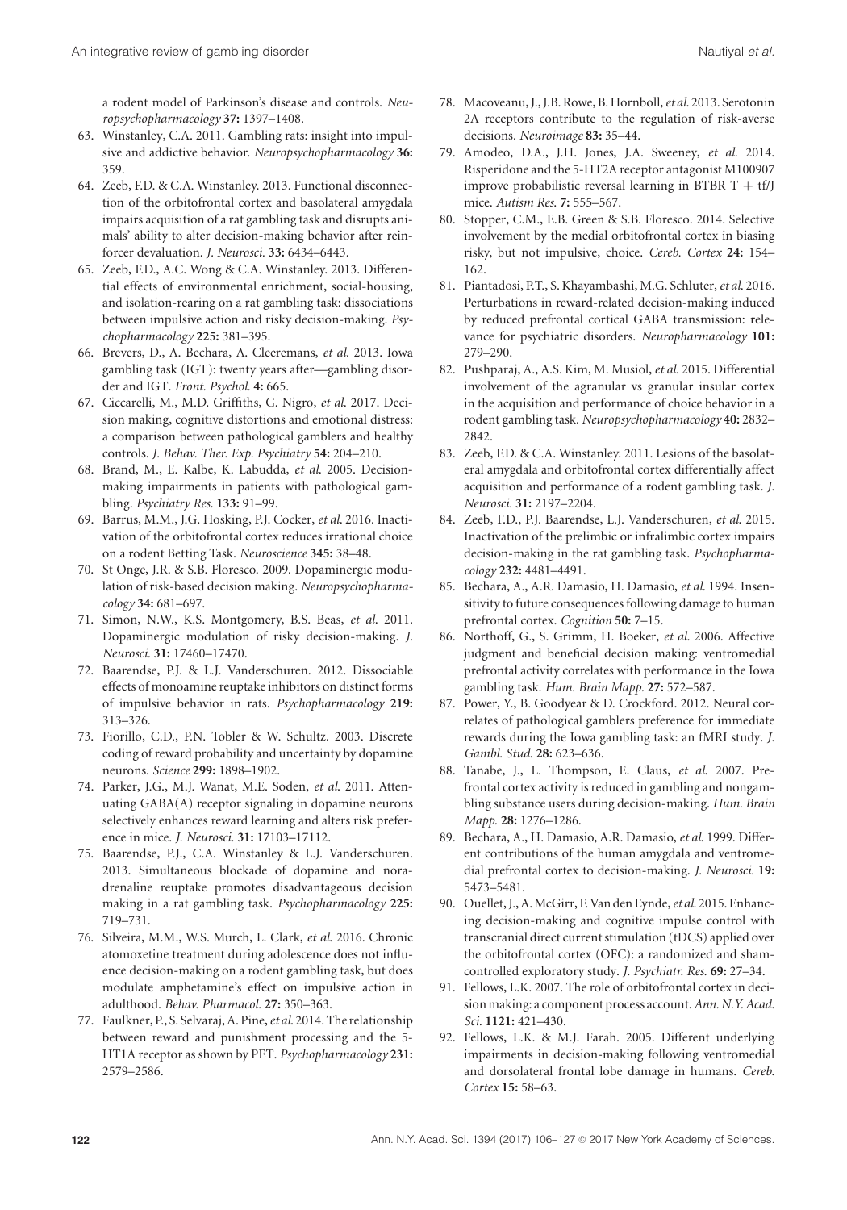a rodent model of Parkinson's disease and controls. *Neuropsychopharmacology* **37:** 1397–1408.

63. Winstanley, C.A. 2011. Gambling rats: insight into impulsive and addictive behavior. *Neuropsychopharmacology* **36:** 359.
64. Zeeb, F.D. & C.A. Winstanley. 2013. Functional disconnection of the orbitofrontal cortex and basolateral amygdala impairs acquisition of a rat gambling task and disrupts animals' ability to alter decision-making behavior after reinforcer devaluation. *J. Neurosci.* **33:** 6434–6443.
65. Zeeb, F.D., A.C. Wong & C.A. Winstanley. 2013. Differential effects of environmental enrichment, social-housing, and isolation-rearing on a rat gambling task: dissociations between impulsive action and risky decision-making. *Psychopharmacology* **225:** 381–395.
66. Brevers, D., A. Bechara, A. Cleeremans, *et al.* 2013. Iowa gambling task (IGT): twenty years after—gambling disorder and IGT. *Front. Psychol.* **4:** 665.
67. Ciccarelli, M., M.D. Griffiths, G. Nigro, *et al.* 2017. Decision making, cognitive distortions and emotional distress: a comparison between pathological gamblers and healthy controls. *J. Behav. Ther. Exp. Psychiatry* **54:** 204–210.
68. Brand, M., E. Kalbe, K. Labudda, *et al.* 2005. Decision-making impairments in patients with pathological gambling. *Psychiatry Res.* **133:** 91–99.
69. Barrus, M.M., J.G. Hosking, P.J. Cocker, *et al.* 2016. Inactivation of the orbitofrontal cortex reduces irrational choice on a rodent Betting Task. *Neuroscience* **345:** 38–48.
70. St Onge, J.R. & S.B. Floresco. 2009. Dopaminergic modulation of risk-based decision making. *Neuropsychopharmacology* **34:** 681–697.
71. Simon, N.W., K.S. Montgomery, B.S. Beas, *et al.* 2011. Dopaminergic modulation of risky decision-making. *J. Neurosci.* **31:** 17460–17470.
72. Baarendse, P.J. & L.J. Vanderschuren. 2012. Dissociable effects of monoamine reuptake inhibitors on distinct forms of impulsive behavior in rats. *Psychopharmacology* **219:** 313–326.
73. Fiorillo, C.D., P.N. Tobler & W. Schultz. 2003. Discrete coding of reward probability and uncertainty by dopamine neurons. *Science* **299:** 1898–1902.
74. Parker, J.G., M.J. Wanat, M.E. Soden, *et al.* 2011. Attenuating GABA(A) receptor signaling in dopamine neurons selectively enhances reward learning and alters risk preference in mice. *J. Neurosci.* **31:** 17103–17112.
75. Baarendse, P.J., C.A. Winstanley & L.J. Vanderschuren. 2013. Simultaneous blockade of dopamine and noradrenaline reuptake promotes disadvantageous decision making in a rat gambling task. *Psychopharmacology* **225:** 719–731.
76. Silveira, M.M., W.S. Murch, L. Clark, *et al.* 2016. Chronic atomoxetine treatment during adolescence does not influence decision-making on a rodent gambling task, but does modulate amphetamine's effect on impulsive action in adulthood. *Behav. Pharmacol.* **27:** 350–363.
77. Faulkner, P., S. Selvaraj, A. Pine, *et al.* 2014. The relationship between reward and punishment processing and the 5-HT1A receptor as shown by PET. *Psychopharmacology* **231:** 2579–2586.
78. Macoveanu, J., J.B. Rowe, B. Hornboll, *et al.* 2013. Serotonin 2A receptors contribute to the regulation of risk-averse decisions. *Neuroimage* **83:** 35–44.
79. Amodeo, D.A., J.H. Jones, J.A. Sweeney, *et al.* 2014. Risperidone and the 5-HT2A receptor antagonist M100907 improve probabilistic reversal learning in BTBR T + tf/J mice. *Autism Res.* **7:** 555–567.
80. Stopper, C.M., E.B. Green & S.B. Floresco. 2014. Selective involvement by the medial orbitofrontal cortex in biasing risky, but not impulsive, choice. *Cereb. Cortex* **24:** 154–162.
81. Piantadosi, P.T., S. Khayambashi, M.G. Schluter, *et al.* 2016. Perturbations in reward-related decision-making induced by reduced prefrontal cortical GABA transmission: relevance for psychiatric disorders. *Neuropharmacology* **101:** 279–290.
82. Pushparaj, A., A.S. Kim, M. Musiol, *et al.* 2015. Differential involvement of the agranular vs granular insular cortex in the acquisition and performance of choice behavior in a rodent gambling task. *Neuropsychopharmacology* **40:** 2832–2842.
83. Zeeb, F.D. & C.A. Winstanley. 2011. Lesions of the basolateral amygdala and orbitofrontal cortex differentially affect acquisition and performance of a rodent gambling task. *J. Neurosci.* **31:** 2197–2204.
84. Zeeb, F.D., P.J. Baarendse, L.J. Vanderschuren, *et al.* 2015. Inactivation of the prelimbic or infralimbic cortex impairs decision-making in the rat gambling task. *Psychopharmacology* **232:** 4481–4491.
85. Bechara, A., A.R. Damasio, H. Damasio, *et al.* 1994. Insensitivity to future consequences following damage to human prefrontal cortex. *Cognition* **50:** 7–15.
86. Northoff, G., S. Grimm, H. Boeker, *et al.* 2006. Affective judgment and beneficial decision making: ventromedial prefrontal activity correlates with performance in the Iowa gambling task. *Hum. Brain Mapp.* **27:** 572–587.
87. Power, Y., B. Goodyear & D. Crockford. 2012. Neural correlates of pathological gamblers preference for immediate rewards during the Iowa gambling task: an fMRI study. *J. Gambl. Stud.* **28:** 623–636.
88. Tanabe, J., L. Thompson, E. Claus, *et al.* 2007. Prefrontal cortex activity is reduced in gambling and nongambling substance users during decision-making. *Hum. Brain Mapp.* **28:** 1276–1286.
89. Bechara, A., H. Damasio, A.R. Damasio, *et al.* 1999. Different contributions of the human amygdala and ventromedial prefrontal cortex to decision-making. *J. Neurosci.* **19:** 5473–5481.
90. Ouellet, J., A. McGirr, F. Van den Eynde, *et al.* 2015. Enhancing decision-making and cognitive impulse control with transcranial direct current stimulation (tDCS) applied over the orbitofrontal cortex (OFC): a randomized and sham-controlled exploratory study. *J. Psychiatr. Res.* **69:** 27–34.
91. Fellows, L.K. 2007. The role of orbitofrontal cortex in decision making: a component process account. *Ann. N.Y. Acad. Sci.* **1121:** 421–430.
92. Fellows, L.K. & M.J. Farah. 2005. Different underlying impairments in decision-making following ventromedial and dorsolateral frontal lobe damage in humans. *Cereb. Cortex* **15:** 58–63.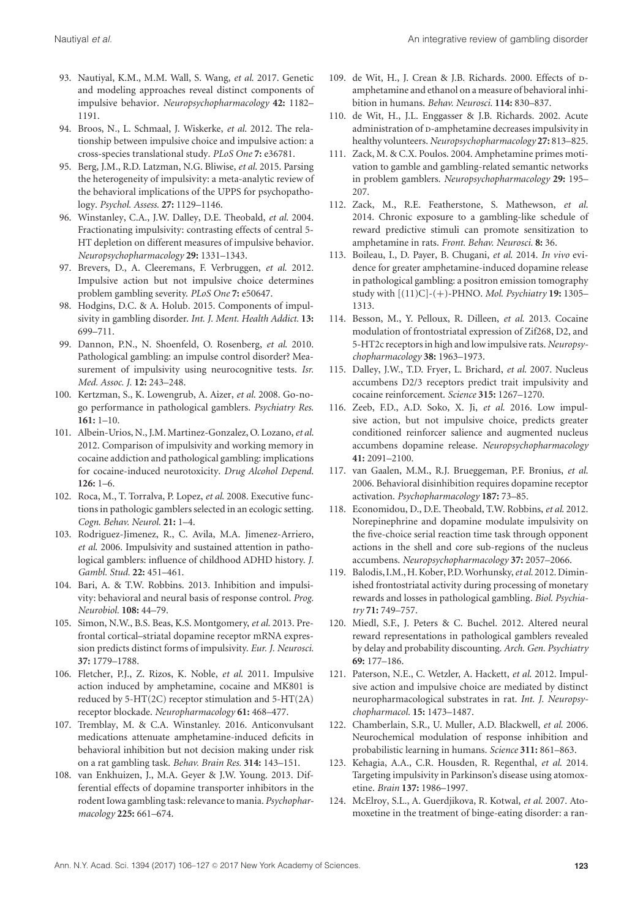93. Nautiyal, K.M., M.M. Wall, S. Wang, *et al.* 2017. Genetic and modeling approaches reveal distinct components of impulsive behavior. *Neuropsychopharmacology* **42:** 1182–1191.
94. Broos, N., L. Schmaal, J. Wiskerke, *et al.* 2012. The relationship between impulsive choice and impulsive action: a cross-species translational study. *PLoS One* **7:** e36781.
95. Berg, J.M., R.D. Latzman, N.G. Bliwise, *et al.* 2015. Parsing the heterogeneity of impulsivity: a meta-analytic review of the behavioral implications of the UPPS for psychopathology. *Psychol. Assess.* **27:** 1129–1146.
96. Winstanley, C.A., J.W. Dalley, D.E. Theobald, *et al.* 2004. Fractionating impulsivity: contrasting effects of central 5-HT depletion on different measures of impulsive behavior. *Neuropsychopharmacology* **29:** 1331–1343.
97. Brevers, D., A. Cleeremans, F. Verbruggen, *et al.* 2012. Impulsive action but not impulsive choice determines problem gambling severity. *PLoS One* **7:** e50647.
98. Hodgins, D.C. & A. Holub. 2015. Components of impulsivity in gambling disorder. *Int. J. Ment. Health Addict.* **13:** 699–711.
99. Dannon, P.N., N. Shoenfeld, O. Rosenberg, *et al.* 2010. Pathological gambling: an impulse control disorder? Measurement of impulsivity using neurocognitive tests. *Isr. Med. Assoc. J.* **12:** 243–248.
100. Kertzman, S., K. Lowengrub, A. Aizer, *et al.* 2008. Go-no-go performance in pathological gamblers. *Psychiatry Res.* **161:** 1–10.
101. Albein-Urios, N., J.M. Martinez-Gonzalez, O. Lozano, *et al.* 2012. Comparison of impulsivity and working memory in cocaine addiction and pathological gambling: implications for cocaine-induced neurotoxicity. *Drug Alcohol Depend.* **126:** 1–6.
102. Roca, M., T. Torralva, P. Lopez, *et al.* 2008. Executive functions in pathologic gamblers selected in an ecologic setting. *Cogn. Behav. Neurol.* **21:** 1–4.
103. Rodriguez-Jimenez, R., C. Avila, M.A. Jimenez-Arriero, *et al.* 2006. Impulsivity and sustained attention in pathological gamblers: influence of childhood ADHD history. *J. Gambl. Stud.* **22:** 451–461.
104. Bari, A. & T.W. Robbins. 2013. Inhibition and impulsivity: behavioral and neural basis of response control. *Prog. Neurobiol.* **108:** 44–79.
105. Simon, N.W., B.S. Beas, K.S. Montgomery, *et al.* 2013. Prefrontal cortical–striatal dopamine receptor mRNA expression predicts distinct forms of impulsivity. *Eur. J. Neurosci.* **37:** 1779–1788.
106. Fletcher, P.J., Z. Rizos, K. Noble, *et al.* 2011. Impulsive action induced by amphetamine, cocaine and MK801 is reduced by 5-HT(2C) receptor stimulation and 5-HT(2A) receptor blockade. *Neuropharmacology* **61:** 468–477.
107. Tremblay, M. & C.A. Winstanley. 2016. Anticonvulsant medications attenuate amphetamine-induced deficits in behavioral inhibition but not decision making under risk on a rat gambling task. *Behav. Brain Res.* **314:** 143–151.
108. van Enkhuizen, J., M.A. Geyer & J.W. Young. 2013. Differential effects of dopamine transporter inhibitors in the rodent Iowa gambling task: relevance to mania. *Psychopharmacology* **225:** 661–674.
109. de Wit, H., J. Crean & J.B. Richards. 2000. Effects of D-amphetamine and ethanol on a measure of behavioral inhibition in humans. *Behav. Neurosci.* **114:** 830–837.
110. de Wit, H., J.L. Enggasser & J.B. Richards. 2002. Acute administration of D-amphetamine decreases impulsivity in healthy volunteers. *Neuropsychopharmacology* **27:** 813–825.
111. Zack, M. & C.X. Poulos. 2004. Amphetamine primes motivation to gamble and gambling-related semantic networks in problem gamblers. *Neuropsychopharmacology* **29:** 195–207.
112. Zack, M., R.E. Featherstone, S. Mathewson, *et al.* 2014. Chronic exposure to a gambling-like schedule of reward predictive stimuli can promote sensitization to amphetamine in rats. *Front. Behav. Neurosci.* **8:** 36.
113. Boileau, I., D. Payer, B. Chugani, *et al.* 2014. *In vivo* evidence for greater amphetamine-induced dopamine release in pathological gambling: a positron emission tomography study with [(11)C]-(+)-PHNO. *Mol. Psychiatry* **19:** 1305–1313.
114. Besson, M., Y. Pelloux, R. Dilleen, *et al.* 2013. Cocaine modulation of frontostriatal expression of Zif268, D2, and 5-HT2c receptors in high and low impulsive rats. *Neuropsychopharmacology* **38:** 1963–1973.
115. Dalley, J.W., T.D. Fryer, L. Brichard, *et al.* 2007. Nucleus accumbens D2/3 receptors predict trait impulsivity and cocaine reinforcement. *Science* **315:** 1267–1270.
116. Zeeb, F.D., A.D. Soko, X. Ji, *et al.* 2016. Low impulsive action, but not impulsive choice, predicts greater conditioned reinforcer salience and augmented nucleus accumbens dopamine release. *Neuropsychopharmacology* **41:** 2091–2100.
117. van Gaalen, M.M., R.J. Brueggeman, P.F. Bronius, *et al.* 2006. Behavioral disinhibition requires dopamine receptor activation. *Psychopharmacology* **187:** 73–85.
118. Economidou, D., D.E. Theobald, T.W. Robbins, *et al.* 2012. Norepinephrine and dopamine modulate impulsivity on the five-choice serial reaction time task through opponent actions in the shell and core sub-regions of the nucleus accumbens. *Neuropsychopharmacology* **37:** 2057–2066.
119. Balodis, I.M., H. Kober, P.D. Worhunsky, *et al.* 2012. Diminished frontostriatal activity during processing of monetary rewards and losses in pathological gambling. *Biol. Psychiatry* **71:** 749–757.
120. Miedl, S.F., J. Peters & C. Buchel. 2012. Altered neural reward representations in pathological gamblers revealed by delay and probability discounting. *Arch. Gen. Psychiatry* **69:** 177–186.
121. Paterson, N.E., C. Wetzler, A. Hackett, *et al.* 2012. Impulsive action and impulsive choice are mediated by distinct neuropharmacological substrates in rat. *Int. J. Neuropsychopharmacol.* **15:** 1473–1487.
122. Chamberlain, S.R., U. Muller, A.D. Blackwell, *et al.* 2006. Neurochemical modulation of response inhibition and probabilistic learning in humans. *Science* **311:** 861–863.
123. Kehagia, A.A., C.R. Housden, R. Regenthal, *et al.* 2014. Targeting impulsivity in Parkinson's disease using atomoxetine. *Brain* **137:** 1986–1997.
124. McElroy, S.L., A. Guerdjikova, R. Kotwal, *et al.* 2007. Atomoxetine in the treatment of binge-eating disorder: a ran-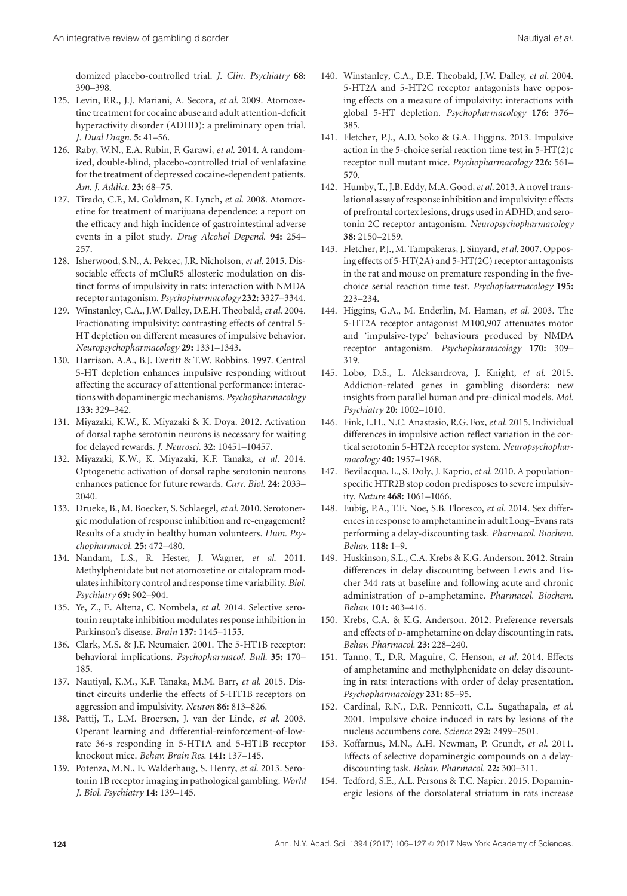domized placebo-controlled trial. *J. Clin. Psychiatry* **68:** 390–398.

125. Levin, F.R., J.J. Mariani, A. Secora, *et al.* 2009. Atomoxetine treatment for cocaine abuse and adult attention-deficit hyperactivity disorder (ADHD): a preliminary open trial. *J. Dual Diagn.* **5:** 41–56.
126. Raby, W.N., E.A. Rubin, F. Garawi, *et al.* 2014. A randomized, double-blind, placebo-controlled trial of venlafaxine for the treatment of depressed cocaine-dependent patients. *Am. J. Addict.* **23:** 68–75.
127. Tirado, C.F., M. Goldman, K. Lynch, *et al.* 2008. Atomoxetine for treatment of marijuana dependence: a report on the efficacy and high incidence of gastrointestinal adverse events in a pilot study. *Drug Alcohol Depend.* **94:** 254–257.
128. Isherwood, S.N., A. Pekcec, J.R. Nicholson, *et al.* 2015. Dissociable effects of mGluR5 allosteric modulation on distinct forms of impulsivity in rats: interaction with NMDA receptor antagonism. *Psychopharmacology* **232:** 3327–3344.
129. Winstanley, C.A., J.W. Dalley, D.E.H. Theobald, *et al.* 2004. Fractionating impulsivity: contrasting effects of central 5-HT depletion on different measures of impulsive behavior. *Neuropsychopharmacology* **29:** 1331–1343.
130. Harrison, A.A., B.J. Everitt & T.W. Robbins. 1997. Central 5-HT depletion enhances impulsive responding without affecting the accuracy of attentional performance: interactions with dopaminergic mechanisms. *Psychopharmacology* **133:** 329–342.
131. Miyazaki, K.W., K. Miyazaki & K. Doya. 2012. Activation of dorsal raphe serotonin neurons is necessary for waiting for delayed rewards. *J. Neurosci.* **32:** 10451–10457.
132. Miyazaki, K.W., K. Miyazaki, K.F. Tanaka, *et al.* 2014. Optogenetic activation of dorsal raphe serotonin neurons enhances patience for future rewards. *Curr. Biol.* **24:** 2033–2040.
133. Drueke, B., M. Boecker, S. Schlaegel, *et al.* 2010. Serotonergic modulation of response inhibition and re-engagement? Results of a study in healthy human volunteers. *Hum. Psychopharmacol.* **25:** 472–480.
134. Nandam, L.S., R. Hester, J. Wagner, *et al.* 2011. Methylphenidate but not atomoxetine or citalopram modulates inhibitory control and response time variability. *Biol. Psychiatry* **69:** 902–904.
135. Ye, Z., E. Altena, C. Nombela, *et al.* 2014. Selective serotonin reuptake inhibition modulates response inhibition in Parkinson's disease. *Brain* **137:** 1145–1155.
136. Clark, M.S. & J.F. Neumaier. 2001. The 5-HT1B receptor: behavioral implications. *Psychopharmacol. Bull.* **35:** 170–185.
137. Nautiyal, K.M., K.F. Tanaka, M.M. Barr, *et al.* 2015. Distinct circuits underlie the effects of 5-HT1B receptors on aggression and impulsivity. *Neuron* **86:** 813–826.
138. Pattij, T., L.M. Broersen, J. van der Linde, *et al.* 2003. Operant learning and differential-reinforcement-of-low-rate 36-s responding in 5-HT1A and 5-HT1B receptor knockout mice. *Behav. Brain Res.* **141:** 137–145.
139. Potenza, M.N., E. Walderhaug, S. Henry, *et al.* 2013. Serotonin 1B receptor imaging in pathological gambling. *World J. Biol. Psychiatry* **14:** 139–145.
140. Winstanley, C.A., D.E. Theobald, J.W. Dalley, *et al.* 2004. 5-HT2A and 5-HT2C receptor antagonists have opposing effects on a measure of impulsivity: interactions with global 5-HT depletion. *Psychopharmacology* **176:** 376–385.
141. Fletcher, P.J., A.D. Soko & G.A. Higgins. 2013. Impulsive action in the 5-choice serial reaction time test in 5-HT(2)c receptor null mutant mice. *Psychopharmacology* **226:** 561–570.
142. Humby, T., J.B. Eddy, M.A. Good, *et al.* 2013. A novel translational assay of response inhibition and impulsivity: effects of prefrontal cortex lesions, drugs used in ADHD, and serotonin 2C receptor antagonism. *Neuropsychopharmacology* **38:** 2150–2159.
143. Fletcher, P.J., M. Tampakeras, J. Sinyard, *et al.* 2007. Opposing effects of 5-HT(2A) and 5-HT(2C) receptor antagonists in the rat and mouse on premature responding in the five-choice serial reaction time test. *Psychopharmacology* **195:** 223–234.
144. Higgins, G.A., M. Enderlin, M. Haman, *et al.* 2003. The 5-HT2A receptor antagonist M100,907 attenuates motor and 'impulsive-type' behaviours produced by NMDA receptor antagonism. *Psychopharmacology* **170:** 309–319.
145. Lobo, D.S., L. Aleksandrova, J. Knight, *et al.* 2015. Addiction-related genes in gambling disorders: new insights from parallel human and pre-clinical models. *Mol. Psychiatry* **20:** 1002–1010.
146. Fink, L.H., N.C. Anastasio, R.G. Fox, *et al.* 2015. Individual differences in impulsive action reflect variation in the cortical serotonin 5-HT2A receptor system. *Neuropsychopharmacology* **40:** 1957–1968.
147. Bevilacqua, L., S. Doly, J. Kaprio, *et al.* 2010. A population-specific HTR2B stop codon predisposes to severe impulsivity. *Nature* **468:** 1061–1066.
148. Eubig, P.A., T.E. Noe, S.B. Floresco, *et al.* 2014. Sex differences in response to amphetamine in adult Long–Evans rats performing a delay-discounting task. *Pharmacol. Biochem. Behav.* **118:** 1–9.
149. Huskinson, S.L., C.A. Krebs & K.G. Anderson. 2012. Strain differences in delay discounting between Lewis and Fischer 344 rats at baseline and following acute and chronic administration of D-amphetamine. *Pharmacol. Biochem. Behav.* **101:** 403–416.
150. Krebs, C.A. & K.G. Anderson. 2012. Preference reversals and effects of D-amphetamine on delay discounting in rats. *Behav. Pharmacol.* **23:** 228–240.
151. Tanno, T., D.R. Maguire, C. Henson, *et al.* 2014. Effects of amphetamine and methylphenidate on delay discounting in rats: interactions with order of delay presentation. *Psychopharmacology* **231:** 85–95.
152. Cardinal, R.N., D.R. Pennicott, C.L. Sugathapala, *et al.* 2001. Impulsive choice induced in rats by lesions of the nucleus accumbens core. *Science* **292:** 2499–2501.
153. Koffarnus, M.N., A.H. Newman, P. Grundt, *et al.* 2011. Effects of selective dopaminergic compounds on a delay-discounting task. *Behav. Pharmacol.* **22:** 300–311.
154. Tedford, S.E., A.L. Persons & T.C. Napier. 2015. Dopaminergic lesions of the dorsolateral striatum in rats increase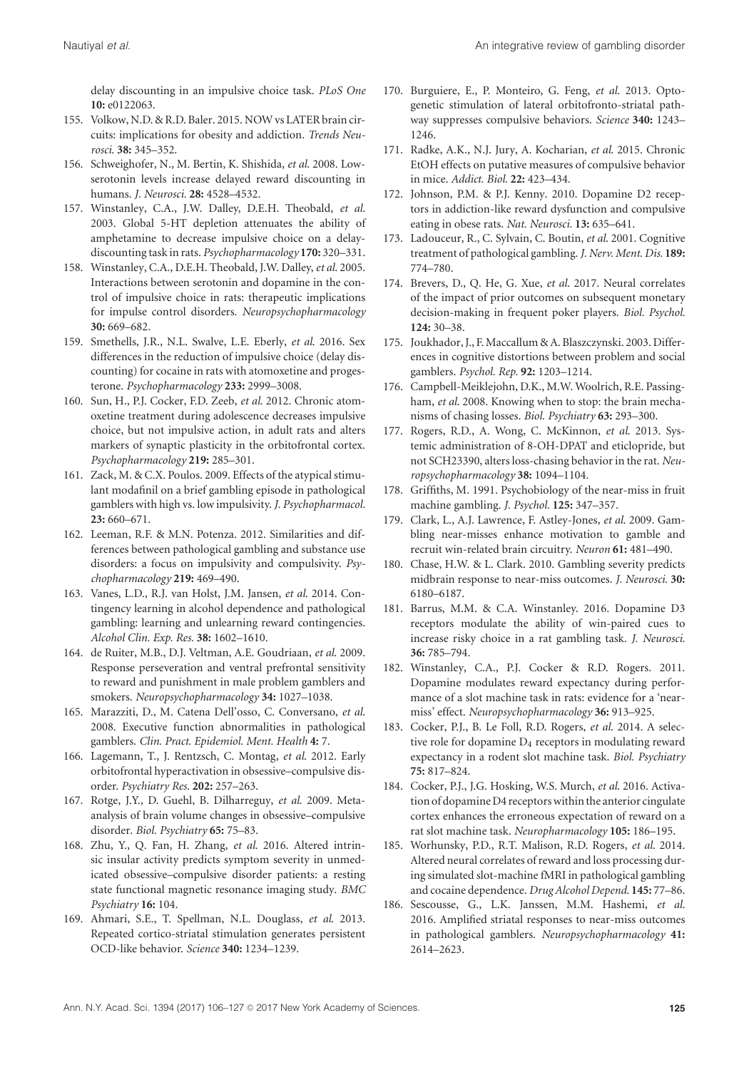delay discounting in an impulsive choice task. *PLoS One* **10:** e0122063.

155. Volkow, N.D. & R.D. Baler. 2015. NOW vs LATER brain circuits: implications for obesity and addiction. *Trends Neurosci.* **38:** 345–352.
156. Schweighofer, N., M. Bertin, K. Shishida, *et al.* 2008. Low-serotonin levels increase delayed reward discounting in humans. *J. Neurosci.* **28:** 4528–4532.
157. Winstanley, C.A., J.W. Dalley, D.E.H. Theobald, *et al.* 2003. Global 5-HT depletion attenuates the ability of amphetamine to decrease impulsive choice on a delay-discounting task in rats. *Psychopharmacology* **170:** 320–331.
158. Winstanley, C.A., D.E.H. Theobald, J.W. Dalley, *et al.* 2005. Interactions between serotonin and dopamine in the control of impulsive choice in rats: therapeutic implications for impulse control disorders. *Neuropsychopharmacology* **30:** 669–682.
159. Smethells, J.R., N.L. Swalve, L.E. Eberly, *et al.* 2016. Sex differences in the reduction of impulsive choice (delay discounting) for cocaine in rats with atomoxetine and progesterone. *Psychopharmacology* **233:** 2999–3008.
160. Sun, H., P.J. Cocker, F.D. Zeeb, *et al.* 2012. Chronic atomoxetine treatment during adolescence decreases impulsive choice, but not impulsive action, in adult rats and alters markers of synaptic plasticity in the orbitofrontal cortex. *Psychopharmacology* **219:** 285–301.
161. Zack, M. & C.X. Poulos. 2009. Effects of the atypical stimulant modafinil on a brief gambling episode in pathological gamblers with high vs. low impulsivity. *J. Psychopharmacol.* **23:** 660–671.
162. Leeman, R.F. & M.N. Potenza. 2012. Similarities and differences between pathological gambling and substance use disorders: a focus on impulsivity and compulsivity. *Psychopharmacology* **219:** 469–490.
163. Vanes, L.D., R.J. van Holst, J.M. Jansen, *et al.* 2014. Contingency learning in alcohol dependence and pathological gambling: learning and unlearning reward contingencies. *Alcohol Clin. Exp. Res.* **38:** 1602–1610.
164. de Ruiter, M.B., D.J. Veltman, A.E. Goudriaan, *et al.* 2009. Response perseveration and ventral prefrontal sensitivity to reward and punishment in male problem gamblers and smokers. *Neuropsychopharmacology* **34:** 1027–1038.
165. Marazziti, D., M. Catena Dell'osso, C. Conversano, *et al.* 2008. Executive function abnormalities in pathological gamblers. *Clin. Pract. Epidemiol. Ment. Health* **4:** 7.
166. Lagemann, T., J. Rentzsch, C. Montag, *et al.* 2012. Early orbitofrontal hyperactivation in obsessive–compulsive disorder. *Psychiatry Res.* **202:** 257–263.
167. Rotge, J.Y., D. Guehl, B. Dilharreguy, *et al.* 2009. Meta-analysis of brain volume changes in obsessive–compulsive disorder. *Biol. Psychiatry* **65:** 75–83.
168. Zhu, Y., Q. Fan, H. Zhang, *et al.* 2016. Altered intrinsic insular activity predicts symptom severity in unmedicated obsessive–compulsive disorder patients: a resting state functional magnetic resonance imaging study. *BMC Psychiatry* **16:** 104.
169. Ahmari, S.E., T. Spellman, N.L. Douglass, *et al.* 2013. Repeated cortico-striatal stimulation generates persistent OCD-like behavior. *Science* **340:** 1234–1239.
170. Burguiere, E., P. Monteiro, G. Feng, *et al.* 2013. Optogenetic stimulation of lateral orbitofronto-striatal pathway suppresses compulsive behaviors. *Science* **340:** 1243–1246.
171. Radke, A.K., N.J. Jury, A. Kocharian, *et al.* 2015. Chronic EtOH effects on putative measures of compulsive behavior in mice. *Addict. Biol.* **22:** 423–434.
172. Johnson, P.M. & P.J. Kenny. 2010. Dopamine D2 receptors in addiction-like reward dysfunction and compulsive eating in obese rats. *Nat. Neurosci.* **13:** 635–641.
173. Ladouceur, R., C. Sylvain, C. Boutin, *et al.* 2001. Cognitive treatment of pathological gambling. *J. Nerv. Ment. Dis.* **189:** 774–780.
174. Brevers, D., Q. He, G. Xue, *et al.* 2017. Neural correlates of the impact of prior outcomes on subsequent monetary decision-making in frequent poker players. *Biol. Psychol.* **124:** 30–38.
175. Joukhador, J., F. Maccallum & A. Blaszczynski. 2003. Differences in cognitive distortions between problem and social gamblers. *Psychol. Rep.* **92:** 1203–1214.
176. Campbell-Meiklejohn, D.K., M.W. Woolrich, R.E. Passingham, *et al.* 2008. Knowing when to stop: the brain mechanisms of chasing losses. *Biol. Psychiatry* **63:** 293–300.
177. Rogers, R.D., A. Wong, C. McKinnon, *et al.* 2013. Systemic administration of 8-OH-DPAT and eticlopride, but not SCH23390, alters loss-chasing behavior in the rat. *Neuropsychopharmacology* **38:** 1094–1104.
178. Griffiths, M. 1991. Psychobiology of the near-miss in fruit machine gambling. *J. Psychol.* **125:** 347–357.
179. Clark, L., A.J. Lawrence, F. Astley-Jones, *et al.* 2009. Gambling near-misses enhance motivation to gamble and recruit win-related brain circuitry. *Neuron* **61:** 481–490.
180. Chase, H.W. & L. Clark. 2010. Gambling severity predicts midbrain response to near-miss outcomes. *J. Neurosci.* **30:** 6180–6187.
181. Barrus, M.M. & C.A. Winstanley. 2016. Dopamine D3 receptors modulate the ability of win-paired cues to increase risky choice in a rat gambling task. *J. Neurosci.* **36:** 785–794.
182. Winstanley, C.A., P.J. Cocker & R.D. Rogers. 2011. Dopamine modulates reward expectancy during performance of a slot machine task in rats: evidence for a 'near-miss' effect. *Neuropsychopharmacology* **36:** 913–925.
183. Cocker, P.J., B. Le Foll, R.D. Rogers, *et al.* 2014. A selective role for dopamine $D_4$ receptors in modulating reward expectancy in a rodent slot machine task. *Biol. Psychiatry* **75:** 817–824.
184. Cocker, P.J., J.G. Hosking, W.S. Murch, *et al.* 2016. Activation of dopamine D4 receptors within the anterior cingulate cortex enhances the erroneous expectation of reward on a rat slot machine task. *Neuropharmacology* **105:** 186–195.
185. Worhunsky, P.D., R.T. Malison, R.D. Rogers, *et al.* 2014. Altered neural correlates of reward and loss processing during simulated slot-machine fMRI in pathological gambling and cocaine dependence. *Drug Alcohol Depend.* **145:** 77–86.
186. Sescousse, G., L.K. Janssen, M.M. Hashemi, *et al.* 2016. Amplified striatal responses to near-miss outcomes in pathological gamblers. *Neuropsychopharmacology* **41:** 2614–2623.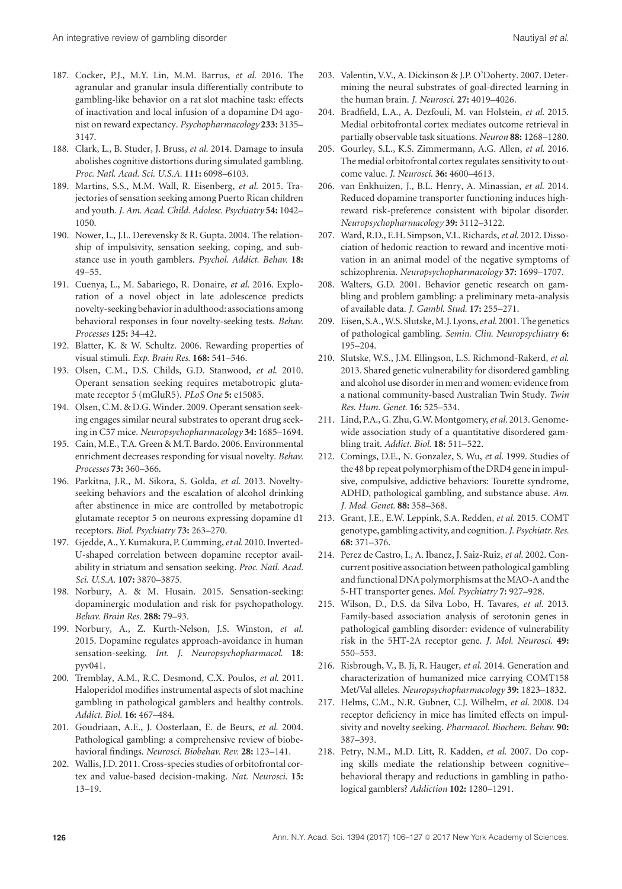187. Cocker, P.J., M.Y. Lin, M.M. Barrus, *et al*. 2016. The agranular and granular insula differentially contribute to gambling-like behavior on a rat slot machine task: effects of inactivation and local infusion of a dopamine D4 agonist on reward expectancy. *Psychopharmacology* **233:** 3135–3147.
188. Clark, L., B. Studer, J. Bruss, *et al*. 2014. Damage to insula abolishes cognitive distortions during simulated gambling. *Proc. Natl. Acad. Sci. U.S.A.* **111:** 6098–6103.
189. Martins, S.S., M.M. Wall, R. Eisenberg, *et al*. 2015. Trajectories of sensation seeking among Puerto Rican children and youth. *J. Am. Acad. Child. Adolesc. Psychiatry* **54:** 1042–1050.
190. Nower, L., J.L. Derevensky & R. Gupta. 2004. The relationship of impulsivity, sensation seeking, coping, and substance use in youth gamblers. *Psychol. Addict. Behav.* **18:** 49–55.
191. Cuenya, L., M. Sabariego, R. Donaire, *et al*. 2016. Exploration of a novel object in late adolescence predicts novelty-seeking behavior in adulthood: associations among behavioral responses in four novelty-seeking tests. *Behav. Processes* **125:** 34–42.
192. Blatter, K. & W. Schultz. 2006. Rewarding properties of visual stimuli. *Exp. Brain Res.* **168:** 541–546.
193. Olsen, C.M., D.S. Childs, G.D. Stanwood, *et al*. 2010. Operant sensation seeking requires metabotropic glutamate receptor 5 (mGluR5). *PLoS One* **5:** e15085.
194. Olsen, C.M. & D.G. Winder. 2009. Operant sensation seeking engages similar neural substrates to operant drug seeking in C57 mice. *Neuropsychopharmacology* **34:** 1685–1694.
195. Cain, M.E., T.A. Green & M.T. Bardo. 2006. Environmental enrichment decreases responding for visual novelty. *Behav. Processes* **73:** 360–366.
196. Parkitna, J.R., M. Sikora, S. Golda, *et al*. 2013. Novelty-seeking behaviors and the escalation of alcohol drinking after abstinence in mice are controlled by metabotropic glutamate receptor 5 on neurons expressing dopamine d1 receptors. *Biol. Psychiatry* **73:** 263–270.
197. Gjedde, A., Y. Kumakura, P. Cumming, *et al*. 2010. Inverted-U-shaped correlation between dopamine receptor availability in striatum and sensation seeking. *Proc. Natl. Acad. Sci. U.S.A.* **107:** 3870–3875.
198. Norbury, A. & M. Husain. 2015. Sensation-seeking: dopaminergic modulation and risk for psychopathology. *Behav. Brain Res.* **288:** 79–93.
199. Norbury, A., Z. Kurth-Nelson, J.S. Winston, *et al*. 2015. Dopamine regulates approach-avoidance in human sensation-seeking. *Int. J. Neuropsychopharmacol.* **18**: pyv041.
200. Tremblay, A.M., R.C. Desmond, C.X. Poulos, *et al*. 2011. Haloperidol modifies instrumental aspects of slot machine gambling in pathological gamblers and healthy controls. *Addict. Biol.* **16:** 467–484.
201. Goudriaan, A.E., J. Oosterlaan, E. de Beurs, *et al*. 2004. Pathological gambling: a comprehensive review of biobehavioral findings. *Neurosci. Biobehav. Rev.* **28:** 123–141.
202. Wallis, J.D. 2011. Cross-species studies of orbitofrontal cortex and value-based decision-making. *Nat. Neurosci.* **15:** 13–19.
203. Valentin, V.V., A. Dickinson & J.P. O'Doherty. 2007. Determining the neural substrates of goal-directed learning in the human brain. *J. Neurosci.* **27:** 4019–4026.
204. Bradfield, L.A., A. Dezfouli, M. van Holstein, *et al*. 2015. Medial orbitofrontal cortex mediates outcome retrieval in partially observable task situations. *Neuron* **88:** 1268–1280.
205. Gourley, S.L., K.S. Zimmermann, A.G. Allen, *et al*. 2016. The medial orbitofrontal cortex regulates sensitivity to outcome value. *J. Neurosci.* **36:** 4600–4613.
206. van Enkhuizen, J., B.L. Henry, A. Minassian, *et al*. 2014. Reduced dopamine transporter functioning induces high-reward risk-preference consistent with bipolar disorder. *Neuropsychopharmacology* **39:** 3112–3122.
207. Ward, R.D., E.H. Simpson, V.L. Richards, *et al*. 2012. Dissociation of hedonic reaction to reward and incentive motivation in an animal model of the negative symptoms of schizophrenia. *Neuropsychopharmacology* **37:** 1699–1707.
208. Walters, G.D. 2001. Behavior genetic research on gambling and problem gambling: a preliminary meta-analysis of available data. *J. Gambl. Stud.* **17:** 255–271.
209. Eisen, S.A., W.S. Slutske, M.J. Lyons, *et al*. 2001. The genetics of pathological gambling. *Semin. Clin. Neuropsychiatry* **6:** 195–204.
210. Slutske, W.S., J.M. Ellingson, L.S. Richmond-Rakerd, *et al*. 2013. Shared genetic vulnerability for disordered gambling and alcohol use disorder in men and women: evidence from a national community-based Australian Twin Study. *Twin Res. Hum. Genet.* **16:** 525–534.
211. Lind, P.A., G. Zhu, G.W. Montgomery, *et al*. 2013. Genome-wide association study of a quantitative disordered gambling trait. *Addict. Biol.* **18:** 511–522.
212. Comings, D.E., N. Gonzalez, S. Wu, *et al*. 1999. Studies of the 48 bp repeat polymorphism of the DRD4 gene in impulsive, compulsive, addictive behaviors: Tourette syndrome, ADHD, pathological gambling, and substance abuse. *Am. J. Med. Genet.* **88:** 358–368.
213. Grant, J.E., E.W. Leppink, S.A. Redden, *et al*. 2015. COMT genotype, gambling activity, and cognition. *J. Psychiatr. Res.* **68:** 371–376.
214. Perez de Castro, I., A. Ibanez, J. Saiz-Ruiz, *et al*. 2002. Concurrent positive association between pathological gambling and functional DNA polymorphisms at the MAO-A and the 5-HT transporter genes. *Mol. Psychiatry* **7:** 927–928.
215. Wilson, D., D.S. da Silva Lobo, H. Tavares, *et al*. 2013. Family-based association analysis of serotonin genes in pathological gambling disorder: evidence of vulnerability risk in the 5HT-2A receptor gene. *J. Mol. Neurosci.* **49:** 550–553.
216. Risbrough, V., B. Ji, R. Hauger, *et al*. 2014. Generation and characterization of humanized mice carrying COMT158 Met/Val alleles. *Neuropsychopharmacology* **39:** 1823–1832.
217. Helms, C.M., N.R. Gubner, C.J. Wilhelm, *et al*. 2008. D4 receptor deficiency in mice has limited effects on impulsivity and novelty seeking. *Pharmacol. Biochem. Behav.* **90:** 387–393.
218. Petry, N.M., M.D. Litt, R. Kadden, *et al*. 2007. Do coping skills mediate the relationship between cognitive–behavioral therapy and reductions in gambling in pathological gamblers? *Addiction* **102:** 1280–1291.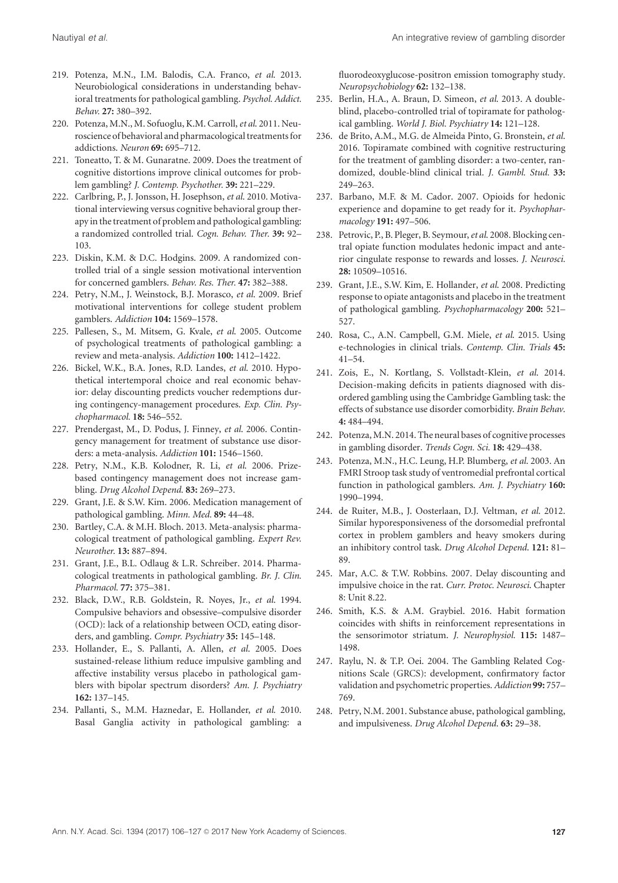219. Potenza, M.N., I.M. Balodis, C.A. Franco, *et al.* 2013. Neurobiological considerations in understanding behavioral treatments for pathological gambling. *Psychol. Addict. Behav.* **27:** 380–392.
220. Potenza, M.N., M. Sofuoglu, K.M. Carroll, *et al.* 2011. Neuroscience of behavioral and pharmacological treatments for addictions. *Neuron* **69:** 695–712.
221. Toneatto, T. & M. Gunaratne. 2009. Does the treatment of cognitive distortions improve clinical outcomes for problem gambling? *J. Contemp. Psychother.* **39:** 221–229.
222. Carlbring, P., J. Jonsson, H. Josephson, *et al.* 2010. Motivational interviewing versus cognitive behavioral group therapy in the treatment of problem and pathological gambling: a randomized controlled trial. *Cogn. Behav. Ther.* **39:** 92–103.
223. Diskin, K.M. & D.C. Hodgins. 2009. A randomized controlled trial of a single session motivational intervention for concerned gamblers. *Behav. Res. Ther.* **47:** 382–388.
224. Petry, N.M., J. Weinstock, B.J. Morasco, *et al.* 2009. Brief motivational interventions for college student problem gamblers. *Addiction* **104:** 1569–1578.
225. Pallesen, S., M. Mitsem, G. Kvale, *et al.* 2005. Outcome of psychological treatments of pathological gambling: a review and meta-analysis. *Addiction* **100:** 1412–1422.
226. Bickel, W.K., B.A. Jones, R.D. Landes, *et al.* 2010. Hypothetical intertemporal choice and real economic behavior: delay discounting predicts voucher redemptions during contingency-management procedures. *Exp. Clin. Psychopharmacol.* **18:** 546–552.
227. Prendergast, M., D. Podus, J. Finney, *et al.* 2006. Contingency management for treatment of substance use disorders: a meta-analysis. *Addiction* **101:** 1546–1560.
228. Petry, N.M., K.B. Kolodner, R. Li, *et al.* 2006. Prize-based contingency management does not increase gambling. *Drug Alcohol Depend.* **83:** 269–273.
229. Grant, J.E. & S.W. Kim. 2006. Medication management of pathological gambling. *Minn. Med.* **89:** 44–48.
230. Bartley, C.A. & M.H. Bloch. 2013. Meta-analysis: pharmacological treatment of pathological gambling. *Expert Rev. Neurother.* **13:** 887–894.
231. Grant, J.E., B.L. Odlaug & L.R. Schreiber. 2014. Pharmacological treatments in pathological gambling. *Br. J. Clin. Pharmacol.* **77:** 375–381.
232. Black, D.W., R.B. Goldstein, R. Noyes, Jr., *et al.* 1994. Compulsive behaviors and obsessive–compulsive disorder (OCD): lack of a relationship between OCD, eating disorders, and gambling. *Compr. Psychiatry* **35:** 145–148.
233. Hollander, E., S. Pallanti, A. Allen, *et al.* 2005. Does sustained-release lithium reduce impulsive gambling and affective instability versus placebo in pathological gamblers with bipolar spectrum disorders? *Am. J. Psychiatry* **162:** 137–145.
234. Pallanti, S., M.M. Haznedar, E. Hollander, *et al.* 2010. Basal Ganglia activity in pathological gambling: a fluorodeoxyglucose-positron emission tomography study. *Neuropsychobiology* **62:** 132–138.
235. Berlin, H.A., A. Braun, D. Simeon, *et al.* 2013. A double-blind, placebo-controlled trial of topiramate for pathological gambling. *World J. Biol. Psychiatry* **14:** 121–128.
236. de Brito, A.M., M.G. de Almeida Pinto, G. Bronstein, *et al.* 2016. Topiramate combined with cognitive restructuring for the treatment of gambling disorder: a two-center, randomized, double-blind clinical trial. *J. Gambl. Stud.* **33:** 249–263.
237. Barbano, M.F. & M. Cador. 2007. Opioids for hedonic experience and dopamine to get ready for it. *Psychopharmacology* **191:** 497–506.
238. Petrovic, P., B. Pleger, B. Seymour, *et al.* 2008. Blocking central opiate function modulates hedonic impact and anterior cingulate response to rewards and losses. *J. Neurosci.* **28:** 10509–10516.
239. Grant, J.E., S.W. Kim, E. Hollander, *et al.* 2008. Predicting response to opiate antagonists and placebo in the treatment of pathological gambling. *Psychopharmacology* **200:** 521–527.
240. Rosa, C., A.N. Campbell, G.M. Miele, *et al.* 2015. Using e-technologies in clinical trials. *Contemp. Clin. Trials* **45:** 41–54.
241. Zois, E., N. Kortlang, S. Vollstadt-Klein, *et al.* 2014. Decision-making deficits in patients diagnosed with disordered gambling using the Cambridge Gambling task: the effects of substance use disorder comorbidity. *Brain Behav.* **4:** 484–494.
242. Potenza, M.N. 2014. The neural bases of cognitive processes in gambling disorder. *Trends Cogn. Sci.* **18:** 429–438.
243. Potenza, M.N., H.C. Leung, H.P. Blumberg, *et al.* 2003. An FMRI Stroop task study of ventromedial prefrontal cortical function in pathological gamblers. *Am. J. Psychiatry* **160:** 1990–1994.
244. de Ruiter, M.B., J. Oosterlaan, D.J. Veltman, *et al.* 2012. Similar hyporesponsiveness of the dorsomedial prefrontal cortex in problem gamblers and heavy smokers during an inhibitory control task. *Drug Alcohol Depend.* **121:** 81–89.
245. Mar, A.C. & T.W. Robbins. 2007. Delay discounting and impulsive choice in the rat. *Curr. Protoc. Neurosci.* Chapter 8: Unit 8.22.
246. Smith, K.S. & A.M. Graybiel. 2016. Habit formation coincides with shifts in reinforcement representations in the sensorimotor striatum. *J. Neurophysiol.* **115:** 1487–1498.
247. Raylu, N. & T.P. Oei. 2004. The Gambling Related Cognitions Scale (GRCS): development, confirmatory factor validation and psychometric properties. *Addiction* **99:** 757–769.
248. Petry, N.M. 2001. Substance abuse, pathological gambling, and impulsiveness. *Drug Alcohol Depend.* **63:** 29–38.